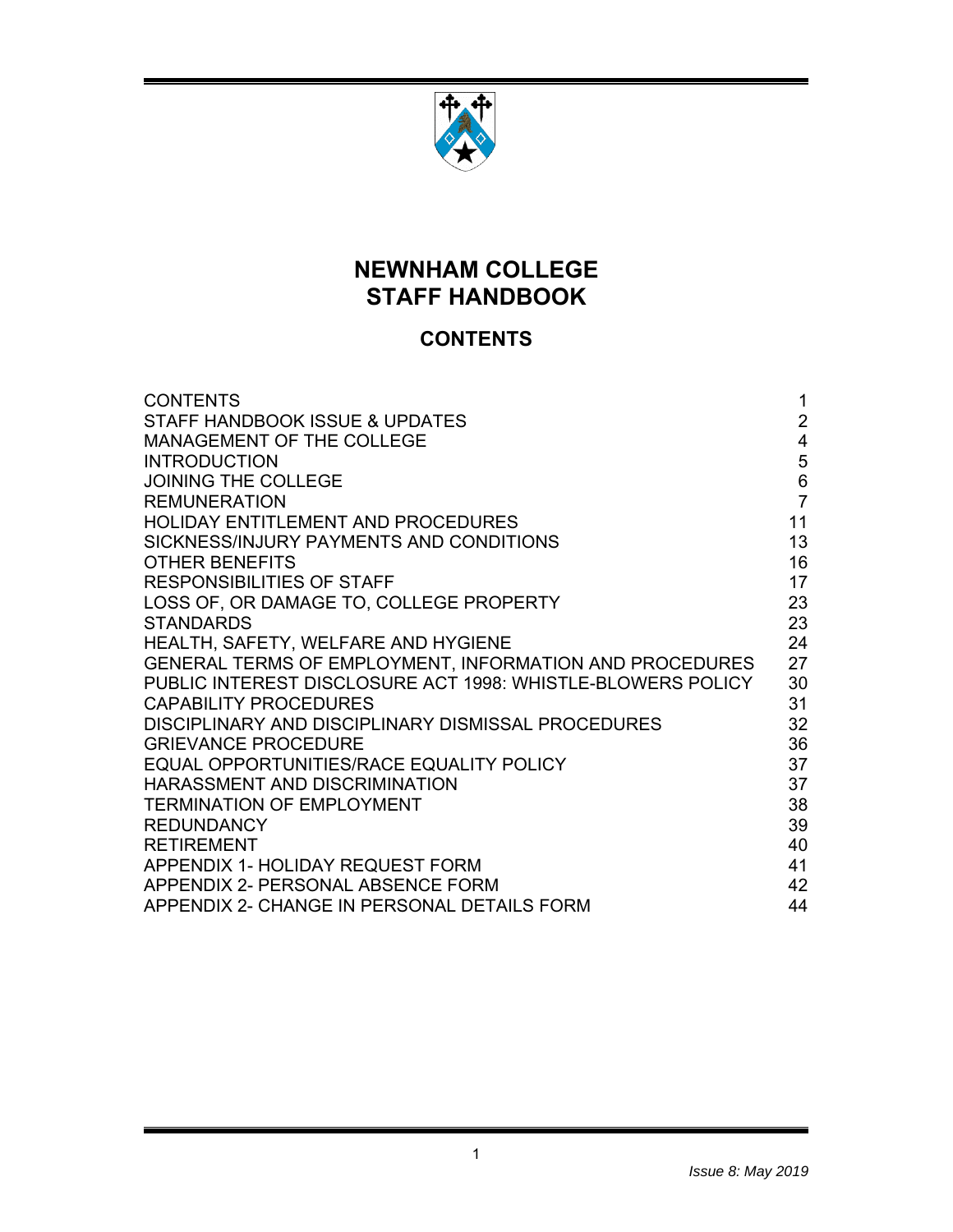# NEWNHAM COLLEGE STAFF HANDBOOK

## CONTENTS

| | |
|---|---|
| CONTENTS | 1 |
| STAFF HANDBOOK ISSUE & UPDATES | 2 |
| MANAGEMENT OF THE COLLEGE | 4 |
| INTRODUCTION | 5 |
| JOINING THE COLLEGE | 6 |
| REMUNERATION | 7 |
| HOLIDAY ENTITLEMENT AND PROCEDURES | 11 |
| SICKNESS/INJURY PAYMENTS AND CONDITIONS | 13 |
| OTHER BENEFITS | 16 |
| RESPONSIBILITIES OF STAFF | 17 |
| LOSS OF, OR DAMAGE TO, COLLEGE PROPERTY | 23 |
| STANDARDS | 23 |
| HEALTH, SAFETY, WELFARE AND HYGIENE | 24 |
| GENERAL TERMS OF EMPLOYMENT, INFORMATION AND PROCEDURES | 27 |
| PUBLIC INTEREST DISCLOSURE ACT 1998: WHISTLE-BLOWERS POLICY | 30 |
| CAPABILITY PROCEDURES | 31 |
| DISCIPLINARY AND DISCIPLINARY DISMISSAL PROCEDURES | 32 |
| GRIEVANCE PROCEDURE | 36 |
| EQUAL OPPORTUNITIES/RACE EQUALITY POLICY | 37 |
| HARASSMENT AND DISCRIMINATION | 37 |
| TERMINATION OF EMPLOYMENT | 38 |
| REDUNDANCY | 39 |
| RETIREMENT | 40 |
| APPENDIX 1- HOLIDAY REQUEST FORM | 41 |
| APPENDIX 2- PERSONAL ABSENCE FORM | 42 |
| APPENDIX 2- CHANGE IN PERSONAL DETAILS FORM | 44 |

*Issue 8: May 2019*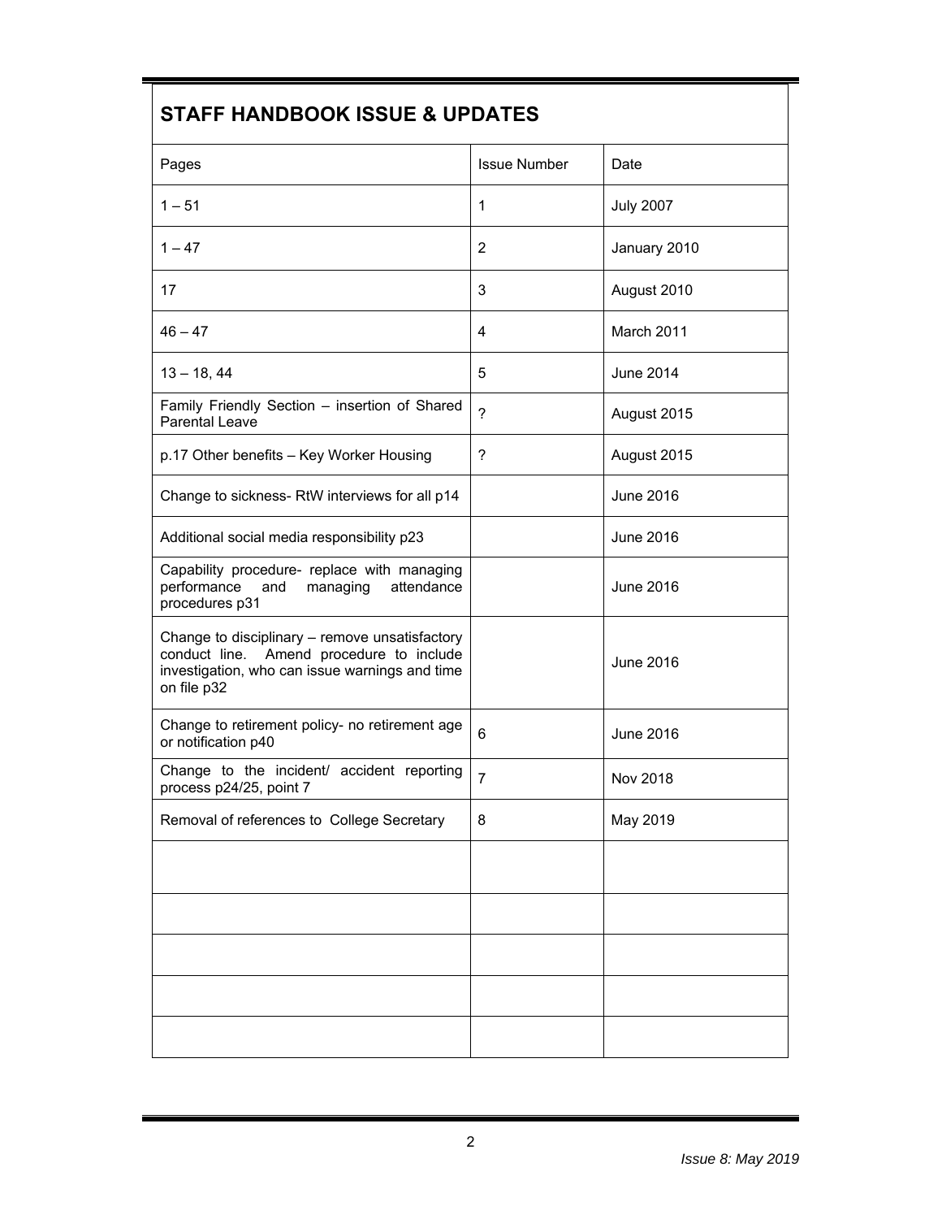## STAFF HANDBOOK ISSUE & UPDATES

| Pages | Issue Number | Date |
|---|---|---|
| 1 – 51 | 1 | July 2007 |
| 1 – 47 | 2 | January 2010 |
| 17 | 3 | August 2010 |
| 46 – 47 | 4 | March 2011 |
| 13 – 18, 44 | 5 | June 2014 |
| Family Friendly Section – insertion of Shared Parental Leave | ? | August 2015 |
| p.17 Other benefits – Key Worker Housing | ? | August 2015 |
| Change to sickness- RtW interviews for all p14 | | June 2016 |
| Additional social media responsibility p23 | | June 2016 |
| Capability procedure- replace with managing performance and managing attendance procedures p31 | | June 2016 |
| Change to disciplinary – remove unsatisfactory conduct line. Amend procedure to include investigation, who can issue warnings and time on file p32 | | June 2016 |
| Change to retirement policy- no retirement age or notification p40 | 6 | June 2016 |
| Change to the incident/ accident reporting process p24/25, point 7 | 7 | Nov 2018 |
| Removal of references to College Secretary | 8 | May 2019 |
| | | |
| | | |
| | | |
| | | |
| | | |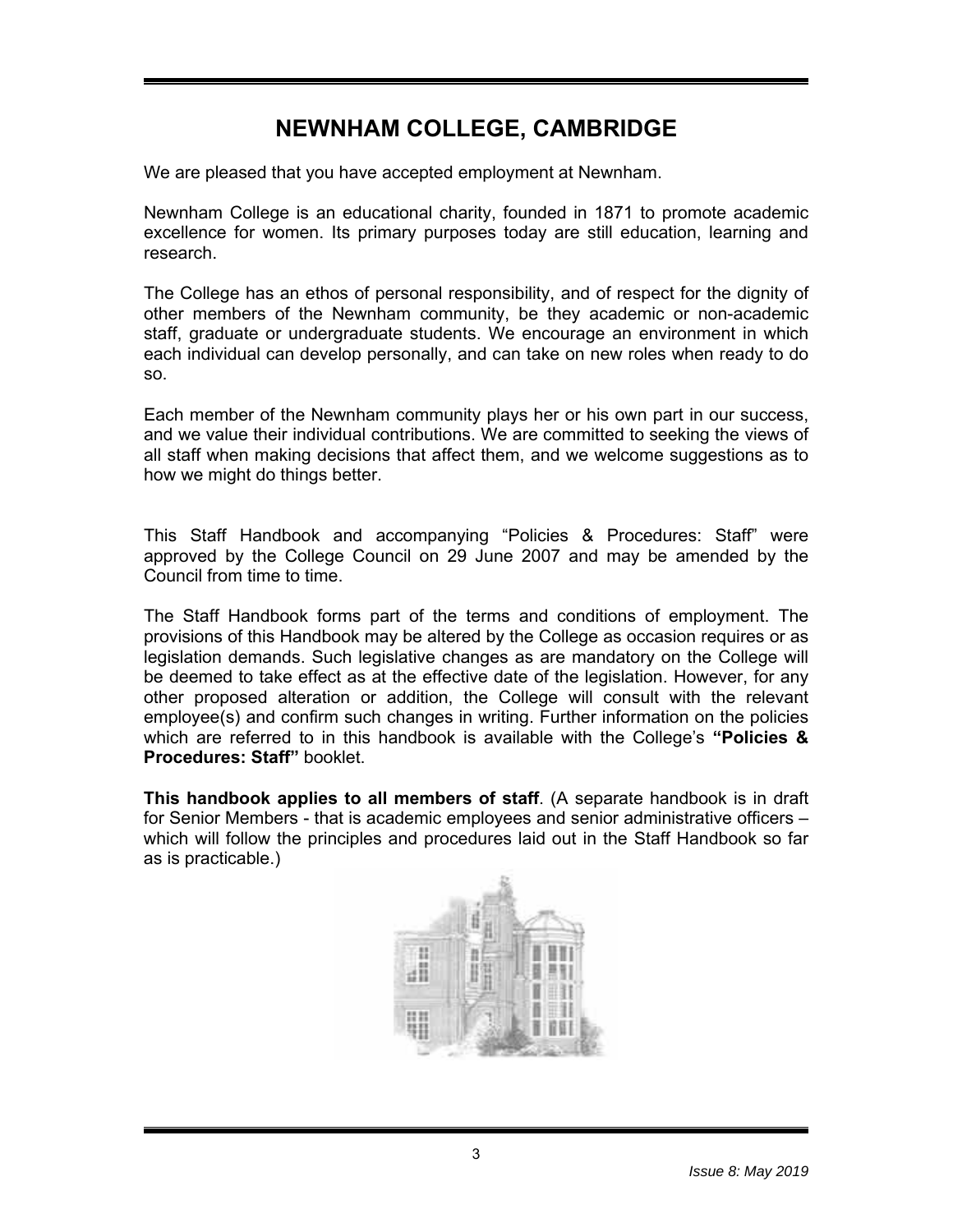# NEWNHAM COLLEGE, CAMBRIDGE

We are pleased that you have accepted employment at Newnham.

Newnham College is an educational charity, founded in 1871 to promote academic excellence for women. Its primary purposes today are still education, learning and research.

The College has an ethos of personal responsibility, and of respect for the dignity of other members of the Newnham community, be they academic or non-academic staff, graduate or undergraduate students. We encourage an environment in which each individual can develop personally, and can take on new roles when ready to do so.

Each member of the Newnham community plays her or his own part in our success, and we value their individual contributions. We are committed to seeking the views of all staff when making decisions that affect them, and we welcome suggestions as to how we might do things better.

This Staff Handbook and accompanying "Policies & Procedures: Staff" were approved by the College Council on 29 June 2007 and may be amended by the Council from time to time.

The Staff Handbook forms part of the terms and conditions of employment. The provisions of this Handbook may be altered by the College as occasion requires or as legislation demands. Such legislative changes as are mandatory on the College will be deemed to take effect as at the effective date of the legislation. However, for any other proposed alteration or addition, the College will consult with the relevant employee(s) and confirm such changes in writing. Further information on the policies which are referred to in this handbook is available with the College's **"Policies & Procedures: Staff"** booklet.

**This handbook applies to all members of staff**. (A separate handbook is in draft for Senior Members - that is academic employees and senior administrative officers – which will follow the principles and procedures laid out in the Staff Handbook so far as is practicable.)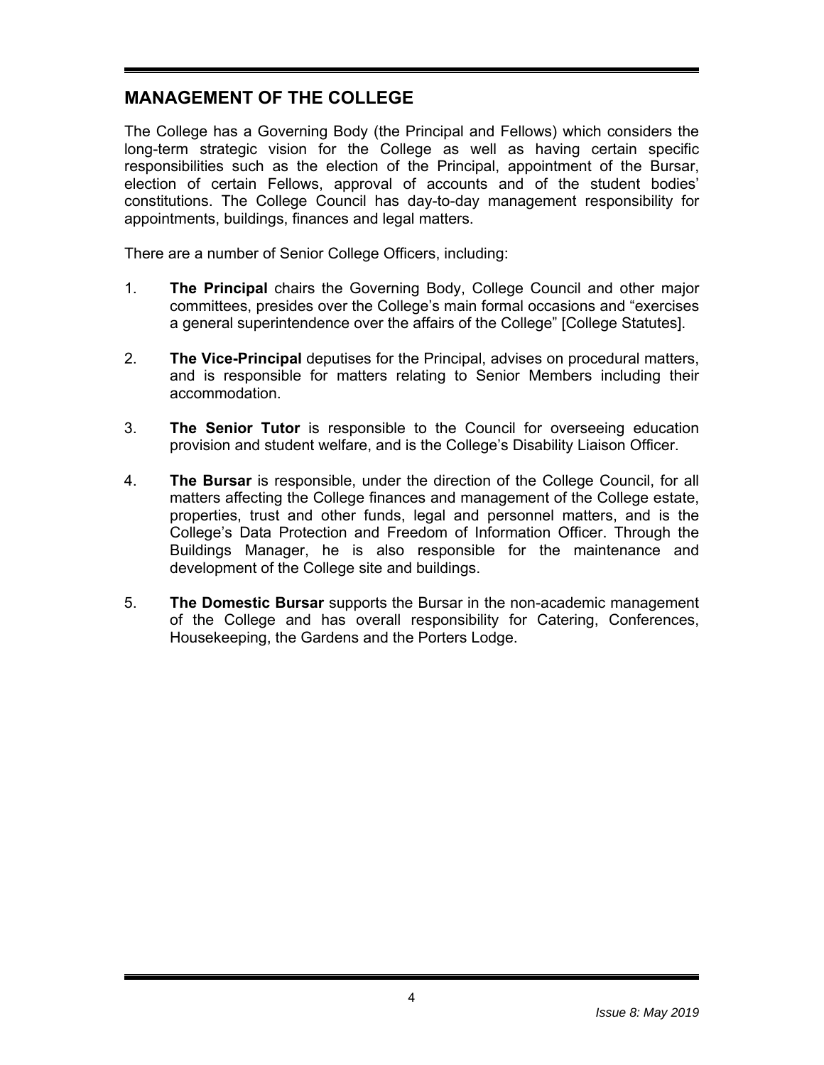## MANAGEMENT OF THE COLLEGE

The College has a Governing Body (the Principal and Fellows) which considers the long-term strategic vision for the College as well as having certain specific responsibilities such as the election of the Principal, appointment of the Bursar, election of certain Fellows, approval of accounts and of the student bodies' constitutions. The College Council has day-to-day management responsibility for appointments, buildings, finances and legal matters.

There are a number of Senior College Officers, including:

1. **The Principal** chairs the Governing Body, College Council and other major committees, presides over the College's main formal occasions and "exercises a general superintendence over the affairs of the College" [College Statutes].

2. **The Vice-Principal** deputises for the Principal, advises on procedural matters, and is responsible for matters relating to Senior Members including their accommodation.

3. **The Senior Tutor** is responsible to the Council for overseeing education provision and student welfare, and is the College's Disability Liaison Officer.

4. **The Bursar** is responsible, under the direction of the College Council, for all matters affecting the College finances and management of the College estate, properties, trust and other funds, legal and personnel matters, and is the College's Data Protection and Freedom of Information Officer. Through the Buildings Manager, he is also responsible for the maintenance and development of the College site and buildings.

5. **The Domestic Bursar** supports the Bursar in the non-academic management of the College and has overall responsibility for Catering, Conferences, Housekeeping, the Gardens and the Porters Lodge.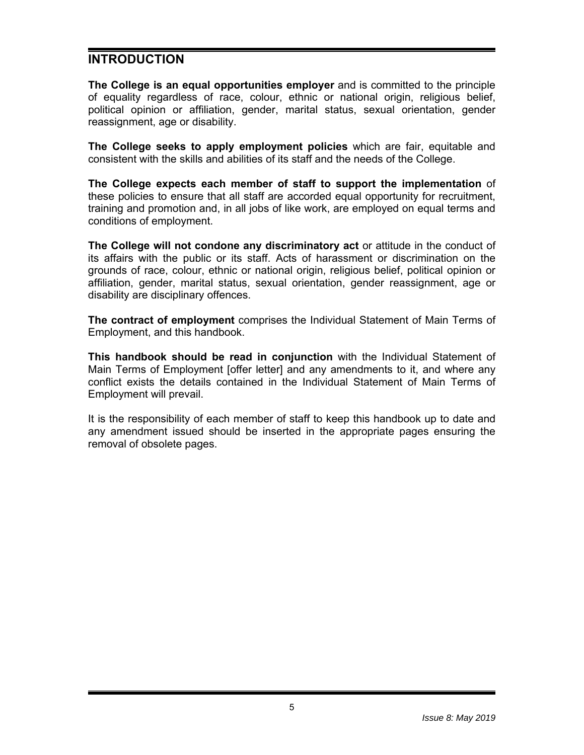## INTRODUCTION

**The College is an equal opportunities employer** and is committed to the principle of equality regardless of race, colour, ethnic or national origin, religious belief, political opinion or affiliation, gender, marital status, sexual orientation, gender reassignment, age or disability.

**The College seeks to apply employment policies** which are fair, equitable and consistent with the skills and abilities of its staff and the needs of the College.

**The College expects each member of staff to support the implementation** of these policies to ensure that all staff are accorded equal opportunity for recruitment, training and promotion and, in all jobs of like work, are employed on equal terms and conditions of employment.

**The College will not condone any discriminatory act** or attitude in the conduct of its affairs with the public or its staff. Acts of harassment or discrimination on the grounds of race, colour, ethnic or national origin, religious belief, political opinion or affiliation, gender, marital status, sexual orientation, gender reassignment, age or disability are disciplinary offences.

**The contract of employment** comprises the Individual Statement of Main Terms of Employment, and this handbook.

**This handbook should be read in conjunction** with the Individual Statement of Main Terms of Employment [offer letter] and any amendments to it, and where any conflict exists the details contained in the Individual Statement of Main Terms of Employment will prevail.

It is the responsibility of each member of staff to keep this handbook up to date and any amendment issued should be inserted in the appropriate pages ensuring the removal of obsolete pages.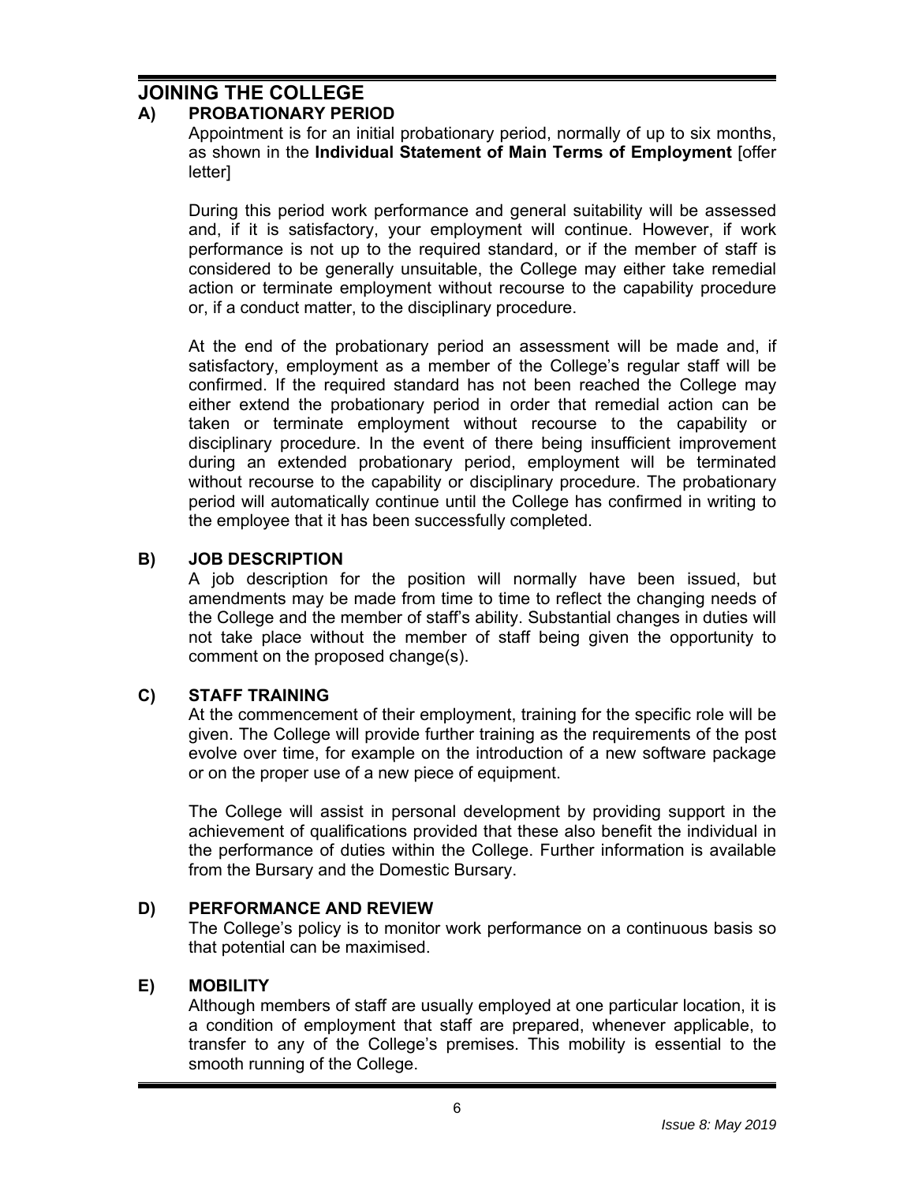# JOINING THE COLLEGE

## A) PROBATIONARY PERIOD

Appointment is for an initial probationary period, normally of up to six months, as shown in the **Individual Statement of Main Terms of Employment** [offer letter]

During this period work performance and general suitability will be assessed and, if it is satisfactory, your employment will continue. However, if work performance is not up to the required standard, or if the member of staff is considered to be generally unsuitable, the College may either take remedial action or terminate employment without recourse to the capability procedure or, if a conduct matter, to the disciplinary procedure.

At the end of the probationary period an assessment will be made and, if satisfactory, employment as a member of the College's regular staff will be confirmed. If the required standard has not been reached the College may either extend the probationary period in order that remedial action can be taken or terminate employment without recourse to the capability or disciplinary procedure. In the event of there being insufficient improvement during an extended probationary period, employment will be terminated without recourse to the capability or disciplinary procedure. The probationary period will automatically continue until the College has confirmed in writing to the employee that it has been successfully completed.

## B) JOB DESCRIPTION

A job description for the position will normally have been issued, but amendments may be made from time to time to reflect the changing needs of the College and the member of staff's ability. Substantial changes in duties will not take place without the member of staff being given the opportunity to comment on the proposed change(s).

## C) STAFF TRAINING

At the commencement of their employment, training for the specific role will be given. The College will provide further training as the requirements of the post evolve over time, for example on the introduction of a new software package or on the proper use of a new piece of equipment.

The College will assist in personal development by providing support in the achievement of qualifications provided that these also benefit the individual in the performance of duties within the College. Further information is available from the Bursary and the Domestic Bursary.

## D) PERFORMANCE AND REVIEW

The College's policy is to monitor work performance on a continuous basis so that potential can be maximised.

## E) MOBILITY

Although members of staff are usually employed at one particular location, it is a condition of employment that staff are prepared, whenever applicable, to transfer to any of the College's premises. This mobility is essential to the smooth running of the College.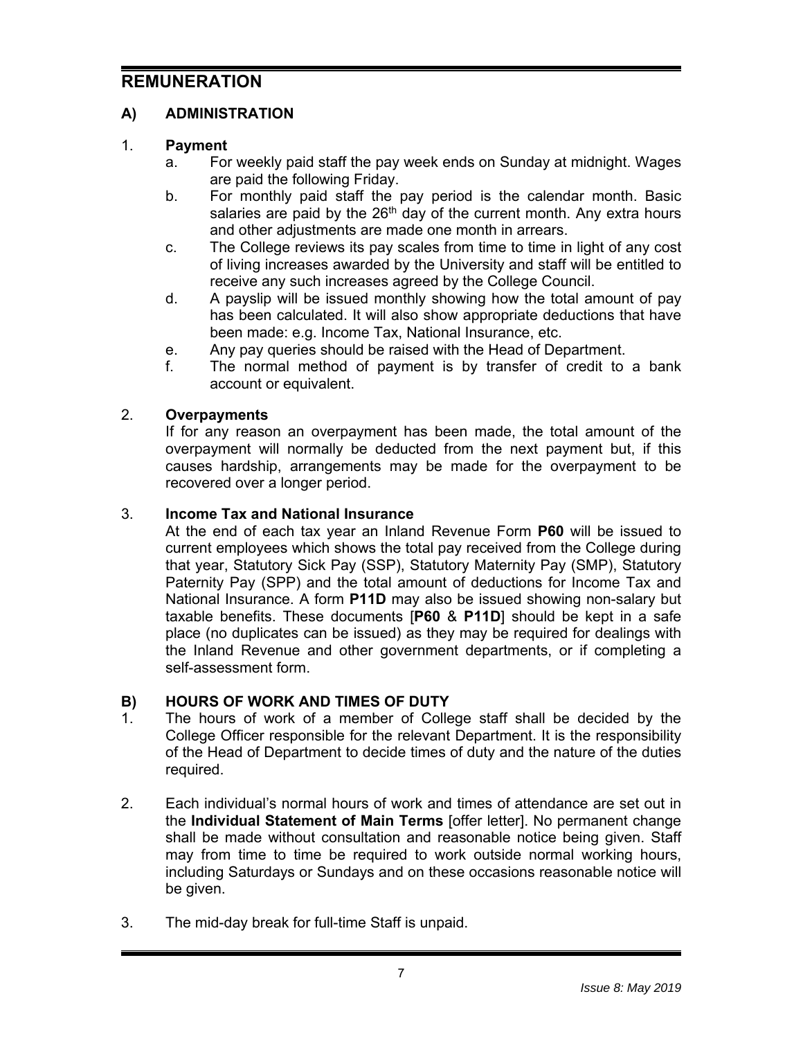# REMUNERATION

## A) ADMINISTRATION

1. **Payment**
   a. For weekly paid staff the pay week ends on Sunday at midnight. Wages are paid the following Friday.
   b. For monthly paid staff the pay period is the calendar month. Basic salaries are paid by the 26th day of the current month. Any extra hours and other adjustments are made one month in arrears.
   c. The College reviews its pay scales from time to time in light of any cost of living increases awarded by the University and staff will be entitled to receive any such increases agreed by the College Council.
   d. A payslip will be issued monthly showing how the total amount of pay has been calculated. It will also show appropriate deductions that have been made: e.g. Income Tax, National Insurance, etc.
   e. Any pay queries should be raised with the Head of Department.
   f. The normal method of payment is by transfer of credit to a bank account or equivalent.

2. **Overpayments**
   If for any reason an overpayment has been made, the total amount of the overpayment will normally be deducted from the next payment but, if this causes hardship, arrangements may be made for the overpayment to be recovered over a longer period.

3. **Income Tax and National Insurance**
   At the end of each tax year an Inland Revenue Form **P60** will be issued to current employees which shows the total pay received from the College during that year, Statutory Sick Pay (SSP), Statutory Maternity Pay (SMP), Statutory Paternity Pay (SPP) and the total amount of deductions for Income Tax and National Insurance. A form **P11D** may also be issued showing non-salary but taxable benefits. These documents [**P60** & **P11D**] should be kept in a safe place (no duplicates can be issued) as they may be required for dealings with the Inland Revenue and other government departments, or if completing a self-assessment form.

## B) HOURS OF WORK AND TIMES OF DUTY

1. The hours of work of a member of College staff shall be decided by the College Officer responsible for the relevant Department. It is the responsibility of the Head of Department to decide times of duty and the nature of the duties required.

2. Each individual's normal hours of work and times of attendance are set out in the **Individual Statement of Main Terms** [offer letter]. No permanent change shall be made without consultation and reasonable notice being given. Staff may from time to time be required to work outside normal working hours, including Saturdays or Sundays and on these occasions reasonable notice will be given.

3. The mid-day break for full-time Staff is unpaid.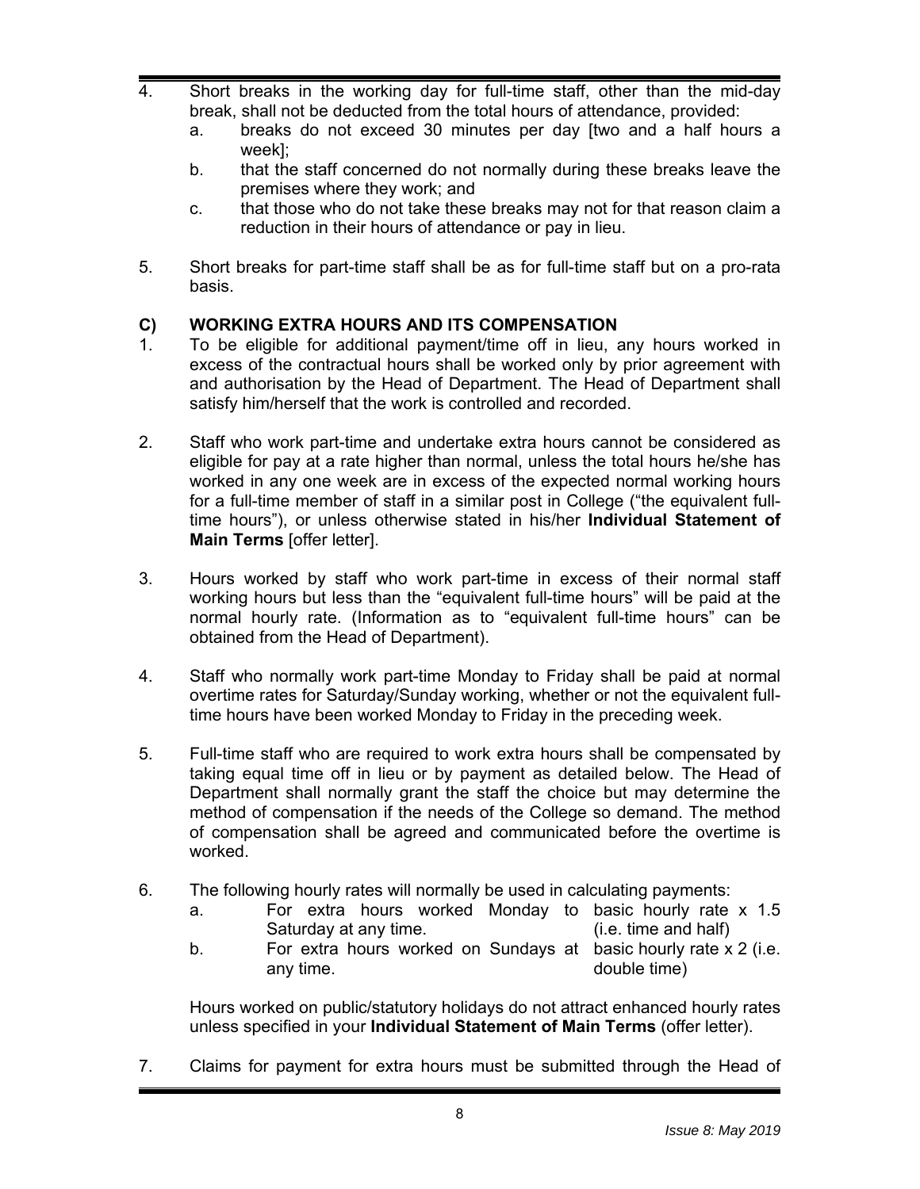4. Short breaks in the working day for full-time staff, other than the mid-day break, shall not be deducted from the total hours of attendance, provided:
   a. breaks do not exceed 30 minutes per day [two and a half hours a week];
   b. that the staff concerned do not normally during these breaks leave the premises where they work; and
   c. that those who do not take these breaks may not for that reason claim a reduction in their hours of attendance or pay in lieu.

5. Short breaks for part-time staff shall be as for full-time staff but on a pro-rata basis.

## C) WORKING EXTRA HOURS AND ITS COMPENSATION

1. To be eligible for additional payment/time off in lieu, any hours worked in excess of the contractual hours shall be worked only by prior agreement with and authorisation by the Head of Department. The Head of Department shall satisfy him/herself that the work is controlled and recorded.

2. Staff who work part-time and undertake extra hours cannot be considered as eligible for pay at a rate higher than normal, unless the total hours he/she has worked in any one week are in excess of the expected normal working hours for a full-time member of staff in a similar post in College ("the equivalent full-time hours"), or unless otherwise stated in his/her **Individual Statement of Main Terms** [offer letter].

3. Hours worked by staff who work part-time in excess of their normal staff working hours but less than the "equivalent full-time hours" will be paid at the normal hourly rate. (Information as to "equivalent full-time hours" can be obtained from the Head of Department).

4. Staff who normally work part-time Monday to Friday shall be paid at normal overtime rates for Saturday/Sunday working, whether or not the equivalent full-time hours have been worked Monday to Friday in the preceding week.

5. Full-time staff who are required to work extra hours shall be compensated by taking equal time off in lieu or by payment as detailed below. The Head of Department shall normally grant the staff the choice but may determine the method of compensation if the needs of the College so demand. The method of compensation shall be agreed and communicated before the overtime is worked.

6. The following hourly rates will normally be used in calculating payments:

| | | |
|---|---|---|
| a. | For extra hours worked Monday to Saturday at any time. | basic hourly rate x 1.5 (i.e. time and half) |
| b. | For extra hours worked on Sundays at any time. | basic hourly rate x 2 (i.e. double time) |

   Hours worked on public/statutory holidays do not attract enhanced hourly rates unless specified in your **Individual Statement of Main Terms** (offer letter).

7. Claims for payment for extra hours must be submitted through the Head of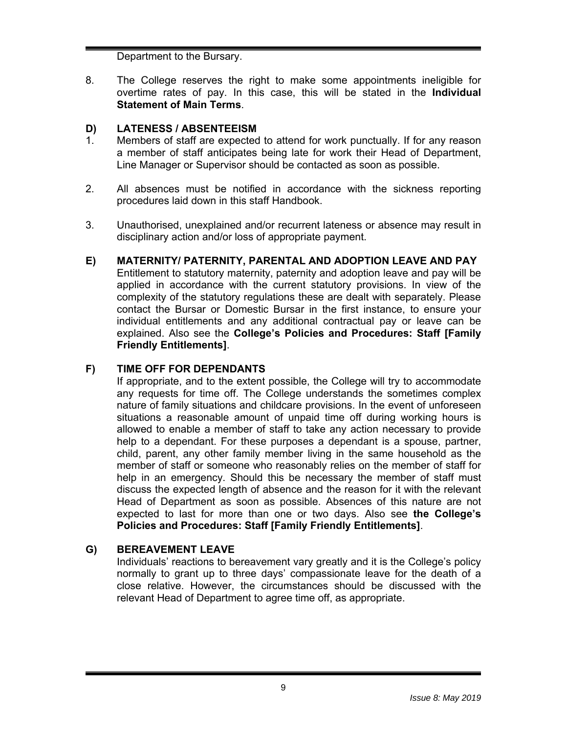Department to the Bursary.

8. The College reserves the right to make some appointments ineligible for overtime rates of pay. In this case, this will be stated in the **Individual Statement of Main Terms**.

### D) LATENESS / ABSENTEEISM

1. Members of staff are expected to attend for work punctually. If for any reason a member of staff anticipates being late for work their Head of Department, Line Manager or Supervisor should be contacted as soon as possible.

2. All absences must be notified in accordance with the sickness reporting procedures laid down in this staff Handbook.

3. Unauthorised, unexplained and/or recurrent lateness or absence may result in disciplinary action and/or loss of appropriate payment.

### E) MATERNITY/ PATERNITY, PARENTAL AND ADOPTION LEAVE AND PAY

Entitlement to statutory maternity, paternity and adoption leave and pay will be applied in accordance with the current statutory provisions. In view of the complexity of the statutory regulations these are dealt with separately. Please contact the Bursar or Domestic Bursar in the first instance, to ensure your individual entitlements and any additional contractual pay or leave can be explained. Also see the **College's Policies and Procedures: Staff [Family Friendly Entitlements]**.

### F) TIME OFF FOR DEPENDANTS

If appropriate, and to the extent possible, the College will try to accommodate any requests for time off. The College understands the sometimes complex nature of family situations and childcare provisions. In the event of unforeseen situations a reasonable amount of unpaid time off during working hours is allowed to enable a member of staff to take any action necessary to provide help to a dependant. For these purposes a dependant is a spouse, partner, child, parent, any other family member living in the same household as the member of staff or someone who reasonably relies on the member of staff for help in an emergency. Should this be necessary the member of staff must discuss the expected length of absence and the reason for it with the relevant Head of Department as soon as possible. Absences of this nature are not expected to last for more than one or two days. Also see **the College's Policies and Procedures: Staff [Family Friendly Entitlements]**.

### G) BEREAVEMENT LEAVE

Individuals' reactions to bereavement vary greatly and it is the College's policy normally to grant up to three days' compassionate leave for the death of a close relative. However, the circumstances should be discussed with the relevant Head of Department to agree time off, as appropriate.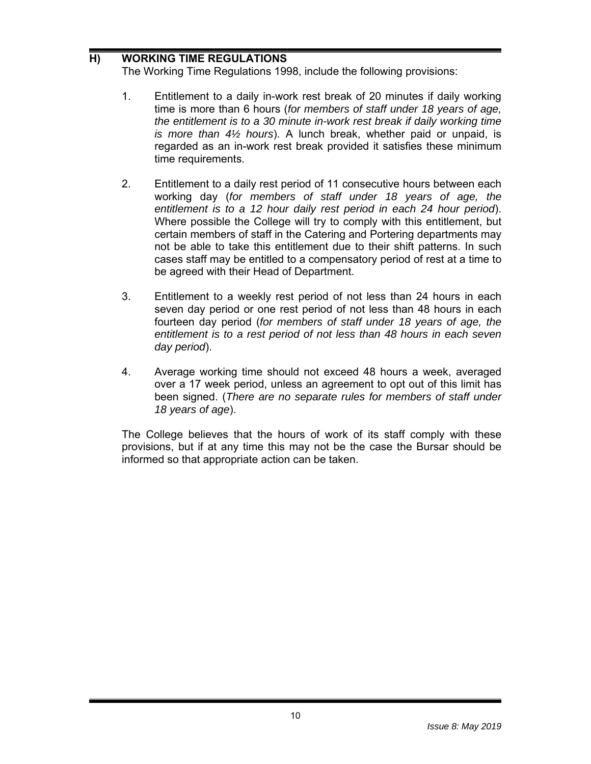## H) WORKING TIME REGULATIONS

The Working Time Regulations 1998, include the following provisions:

1. Entitlement to a daily in-work rest break of 20 minutes if daily working time is more than 6 hours (*for members of staff under 18 years of age, the entitlement is to a 30 minute in-work rest break if daily working time is more than 4½ hours*). A lunch break, whether paid or unpaid, is regarded as an in-work rest break provided it satisfies these minimum time requirements.

2. Entitlement to a daily rest period of 11 consecutive hours between each working day (*for members of staff under 18 years of age, the entitlement is to a 12 hour daily rest period in each 24 hour period*). Where possible the College will try to comply with this entitlement, but certain members of staff in the Catering and Portering departments may not be able to take this entitlement due to their shift patterns. In such cases staff may be entitled to a compensatory period of rest at a time to be agreed with their Head of Department.

3. Entitlement to a weekly rest period of not less than 24 hours in each seven day period or one rest period of not less than 48 hours in each fourteen day period (*for members of staff under 18 years of age, the entitlement is to a rest period of not less than 48 hours in each seven day period*).

4. Average working time should not exceed 48 hours a week, averaged over a 17 week period, unless an agreement to opt out of this limit has been signed. (*There are no separate rules for members of staff under 18 years of age*).

The College believes that the hours of work of its staff comply with these provisions, but if at any time this may not be the case the Bursar should be informed so that appropriate action can be taken.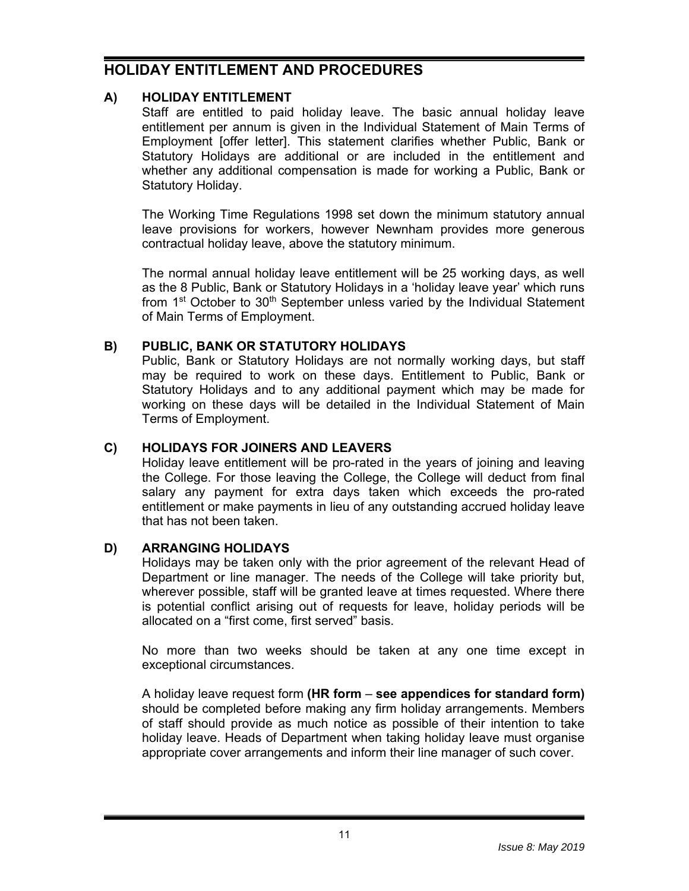## HOLIDAY ENTITLEMENT AND PROCEDURES

### A) HOLIDAY ENTITLEMENT

Staff are entitled to paid holiday leave. The basic annual holiday leave entitlement per annum is given in the Individual Statement of Main Terms of Employment [offer letter]. This statement clarifies whether Public, Bank or Statutory Holidays are additional or are included in the entitlement and whether any additional compensation is made for working a Public, Bank or Statutory Holiday.

The Working Time Regulations 1998 set down the minimum statutory annual leave provisions for workers, however Newnham provides more generous contractual holiday leave, above the statutory minimum.

The normal annual holiday leave entitlement will be 25 working days, as well as the 8 Public, Bank or Statutory Holidays in a 'holiday leave year' which runs from 1st October to 30th September unless varied by the Individual Statement of Main Terms of Employment.

### B) PUBLIC, BANK OR STATUTORY HOLIDAYS

Public, Bank or Statutory Holidays are not normally working days, but staff may be required to work on these days. Entitlement to Public, Bank or Statutory Holidays and to any additional payment which may be made for working on these days will be detailed in the Individual Statement of Main Terms of Employment.

### C) HOLIDAYS FOR JOINERS AND LEAVERS

Holiday leave entitlement will be pro-rated in the years of joining and leaving the College. For those leaving the College, the College will deduct from final salary any payment for extra days taken which exceeds the pro-rated entitlement or make payments in lieu of any outstanding accrued holiday leave that has not been taken.

### D) ARRANGING HOLIDAYS

Holidays may be taken only with the prior agreement of the relevant Head of Department or line manager. The needs of the College will take priority but, wherever possible, staff will be granted leave at times requested. Where there is potential conflict arising out of requests for leave, holiday periods will be allocated on a "first come, first served" basis.

No more than two weeks should be taken at any one time except in exceptional circumstances.

A holiday leave request form **(HR form – see appendices for standard form)** should be completed before making any firm holiday arrangements. Members of staff should provide as much notice as possible of their intention to take holiday leave. Heads of Department when taking holiday leave must organise appropriate cover arrangements and inform their line manager of such cover.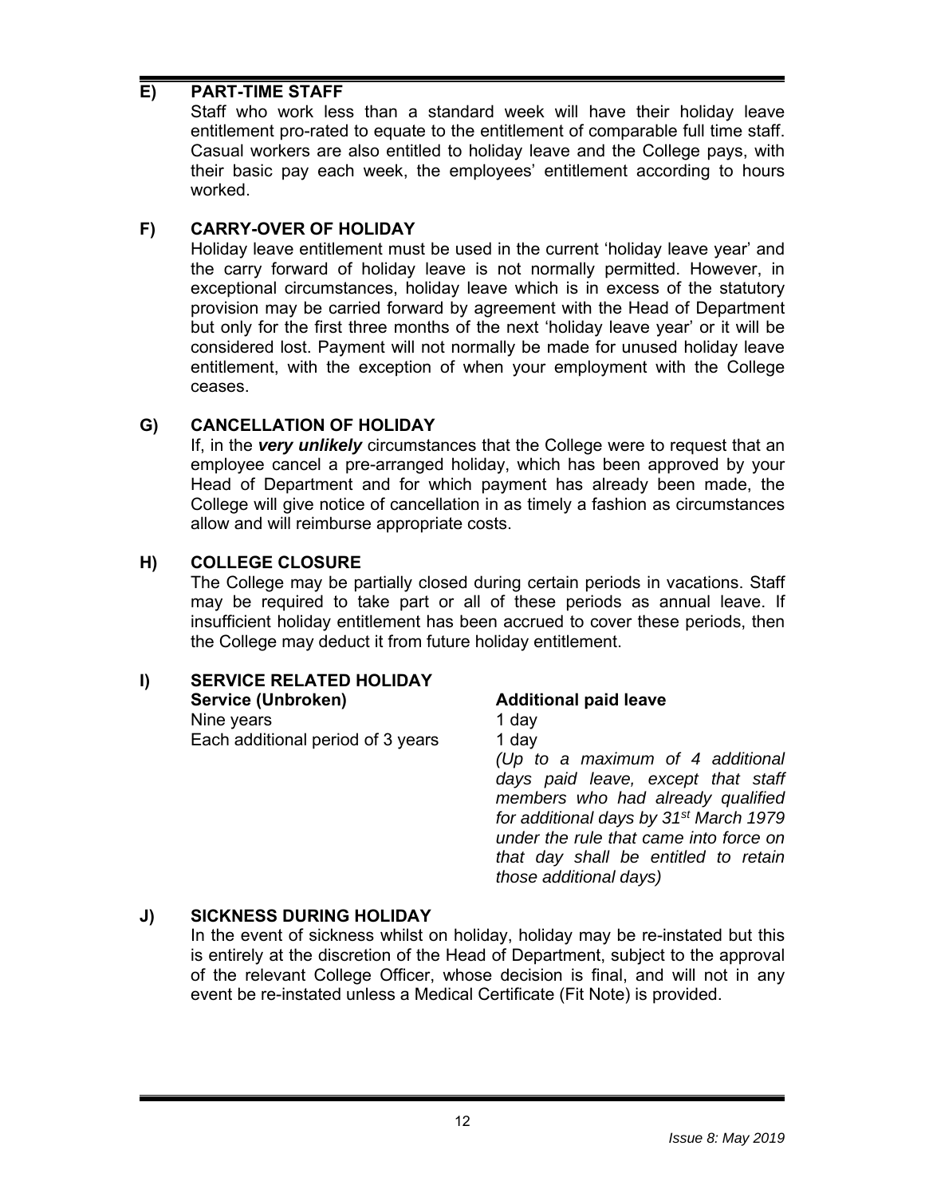## E) PART-TIME STAFF

Staff who work less than a standard week will have their holiday leave entitlement pro-rated to equate to the entitlement of comparable full time staff. Casual workers are also entitled to holiday leave and the College pays, with their basic pay each week, the employees' entitlement according to hours worked.

## F) CARRY-OVER OF HOLIDAY

Holiday leave entitlement must be used in the current 'holiday leave year' and the carry forward of holiday leave is not normally permitted. However, in exceptional circumstances, holiday leave which is in excess of the statutory provision may be carried forward by agreement with the Head of Department but only for the first three months of the next 'holiday leave year' or it will be considered lost. Payment will not normally be made for unused holiday leave entitlement, with the exception of when your employment with the College ceases.

## G) CANCELLATION OF HOLIDAY

If, in the ***very unlikely*** circumstances that the College were to request that an employee cancel a pre-arranged holiday, which has been approved by your Head of Department and for which payment has already been made, the College will give notice of cancellation in as timely a fashion as circumstances allow and will reimburse appropriate costs.

## H) COLLEGE CLOSURE

The College may be partially closed during certain periods in vacations. Staff may be required to take part or all of these periods as annual leave. If insufficient holiday entitlement has been accrued to cover these periods, then the College may deduct it from future holiday entitlement.

## I) SERVICE RELATED HOLIDAY

| **Service (Unbroken)** | **Additional paid leave** |
|---|---|
| Nine years | 1 day |
| Each additional period of 3 years | 1 day |
| | *(Up to a maximum of 4 additional days paid leave, except that staff members who had already qualified for additional days by 31st March 1979 under the rule that came into force on that day shall be entitled to retain those additional days)* |

## J) SICKNESS DURING HOLIDAY

In the event of sickness whilst on holiday, holiday may be re-instated but this is entirely at the discretion of the Head of Department, subject to the approval of the relevant College Officer, whose decision is final, and will not in any event be re-instated unless a Medical Certificate (Fit Note) is provided.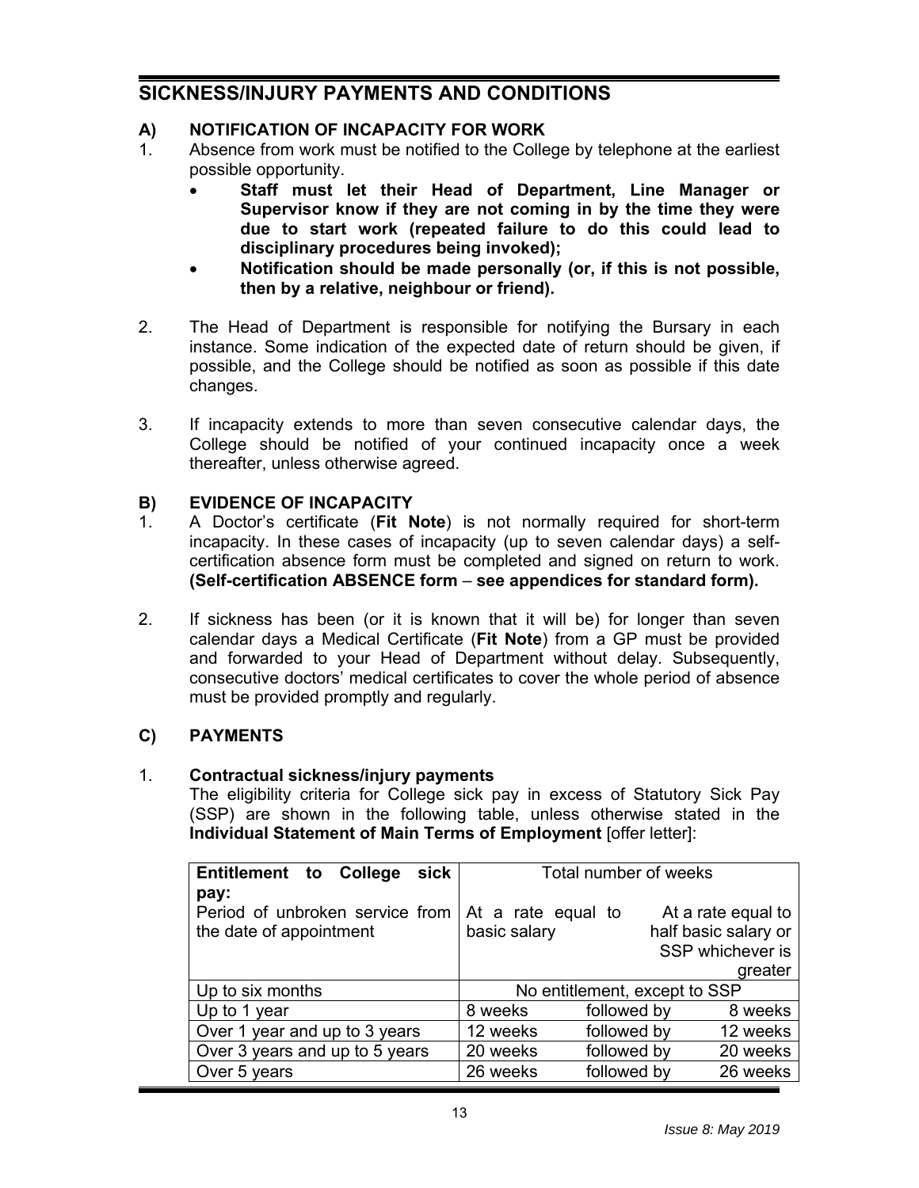## SICKNESS/INJURY PAYMENTS AND CONDITIONS

### A) NOTIFICATION OF INCAPACITY FOR WORK

1. Absence from work must be notified to the College by telephone at the earliest possible opportunity.
   - **Staff must let their Head of Department, Line Manager or Supervisor know if they are not coming in by the time they were due to start work (repeated failure to do this could lead to disciplinary procedures being invoked);**
   - **Notification should be made personally (or, if this is not possible, then by a relative, neighbour or friend).**

2. The Head of Department is responsible for notifying the Bursary in each instance. Some indication of the expected date of return should be given, if possible, and the College should be notified as soon as possible if this date changes.

3. If incapacity extends to more than seven consecutive calendar days, the College should be notified of your continued incapacity once a week thereafter, unless otherwise agreed.

### B) EVIDENCE OF INCAPACITY

1. A Doctor's certificate (**Fit Note**) is not normally required for short-term incapacity. In these cases of incapacity (up to seven calendar days) a self-certification absence form must be completed and signed on return to work. **(Self-certification ABSENCE form – see appendices for standard form).**

2. If sickness has been (or it is known that it will be) for longer than seven calendar days a Medical Certificate (**Fit Note**) from a GP must be provided and forwarded to your Head of Department without delay. Subsequently, consecutive doctors' medical certificates to cover the whole period of absence must be provided promptly and regularly.

### C) PAYMENTS

1. **Contractual sickness/injury payments**

   The eligibility criteria for College sick pay in excess of Statutory Sick Pay (SSP) are shown in the following table, unless otherwise stated in the **Individual Statement of Main Terms of Employment** [offer letter]:

| **Entitlement to College sick pay:** | Total number of weeks | | |
|---|---|---|---|
| Period of unbroken service from the date of appointment | At a rate equal to basic salary | | At a rate equal to half basic salary or SSP whichever is greater |
| Up to six months | No entitlement, except to SSP | | |
| Up to 1 year | 8 weeks | followed by | 8 weeks |
| Over 1 year and up to 3 years | 12 weeks | followed by | 12 weeks |
| Over 3 years and up to 5 years | 20 weeks | followed by | 20 weeks |
| Over 5 years | 26 weeks | followed by | 26 weeks |

*Issue 8: May 2019*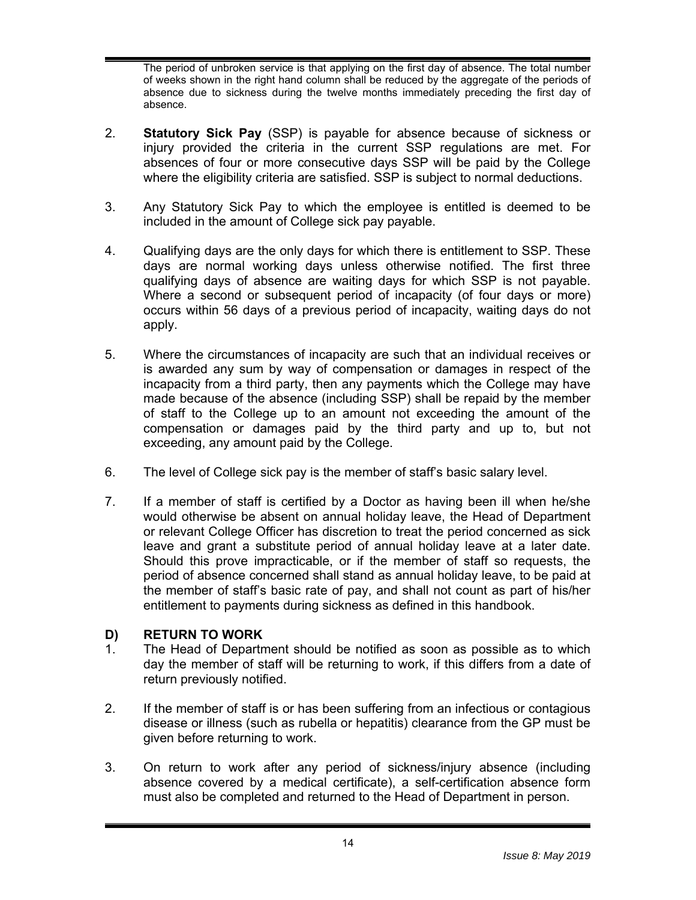The period of unbroken service is that applying on the first day of absence. The total number of weeks shown in the right hand column shall be reduced by the aggregate of the periods of absence due to sickness during the twelve months immediately preceding the first day of absence.

2. **Statutory Sick Pay** (SSP) is payable for absence because of sickness or injury provided the criteria in the current SSP regulations are met. For absences of four or more consecutive days SSP will be paid by the College where the eligibility criteria are satisfied. SSP is subject to normal deductions.

3. Any Statutory Sick Pay to which the employee is entitled is deemed to be included in the amount of College sick pay payable.

4. Qualifying days are the only days for which there is entitlement to SSP. These days are normal working days unless otherwise notified. The first three qualifying days of absence are waiting days for which SSP is not payable. Where a second or subsequent period of incapacity (of four days or more) occurs within 56 days of a previous period of incapacity, waiting days do not apply.

5. Where the circumstances of incapacity are such that an individual receives or is awarded any sum by way of compensation or damages in respect of the incapacity from a third party, then any payments which the College may have made because of the absence (including SSP) shall be repaid by the member of staff to the College up to an amount not exceeding the amount of the compensation or damages paid by the third party and up to, but not exceeding, any amount paid by the College.

6. The level of College sick pay is the member of staff's basic salary level.

7. If a member of staff is certified by a Doctor as having been ill when he/she would otherwise be absent on annual holiday leave, the Head of Department or relevant College Officer has discretion to treat the period concerned as sick leave and grant a substitute period of annual holiday leave at a later date. Should this prove impracticable, or if the member of staff so requests, the period of absence concerned shall stand as annual holiday leave, to be paid at the member of staff's basic rate of pay, and shall not count as part of his/her entitlement to payments during sickness as defined in this handbook.

### D) RETURN TO WORK

1. The Head of Department should be notified as soon as possible as to which day the member of staff will be returning to work, if this differs from a date of return previously notified.

2. If the member of staff is or has been suffering from an infectious or contagious disease or illness (such as rubella or hepatitis) clearance from the GP must be given before returning to work.

3. On return to work after any period of sickness/injury absence (including absence covered by a medical certificate), a self-certification absence form must also be completed and returned to the Head of Department in person.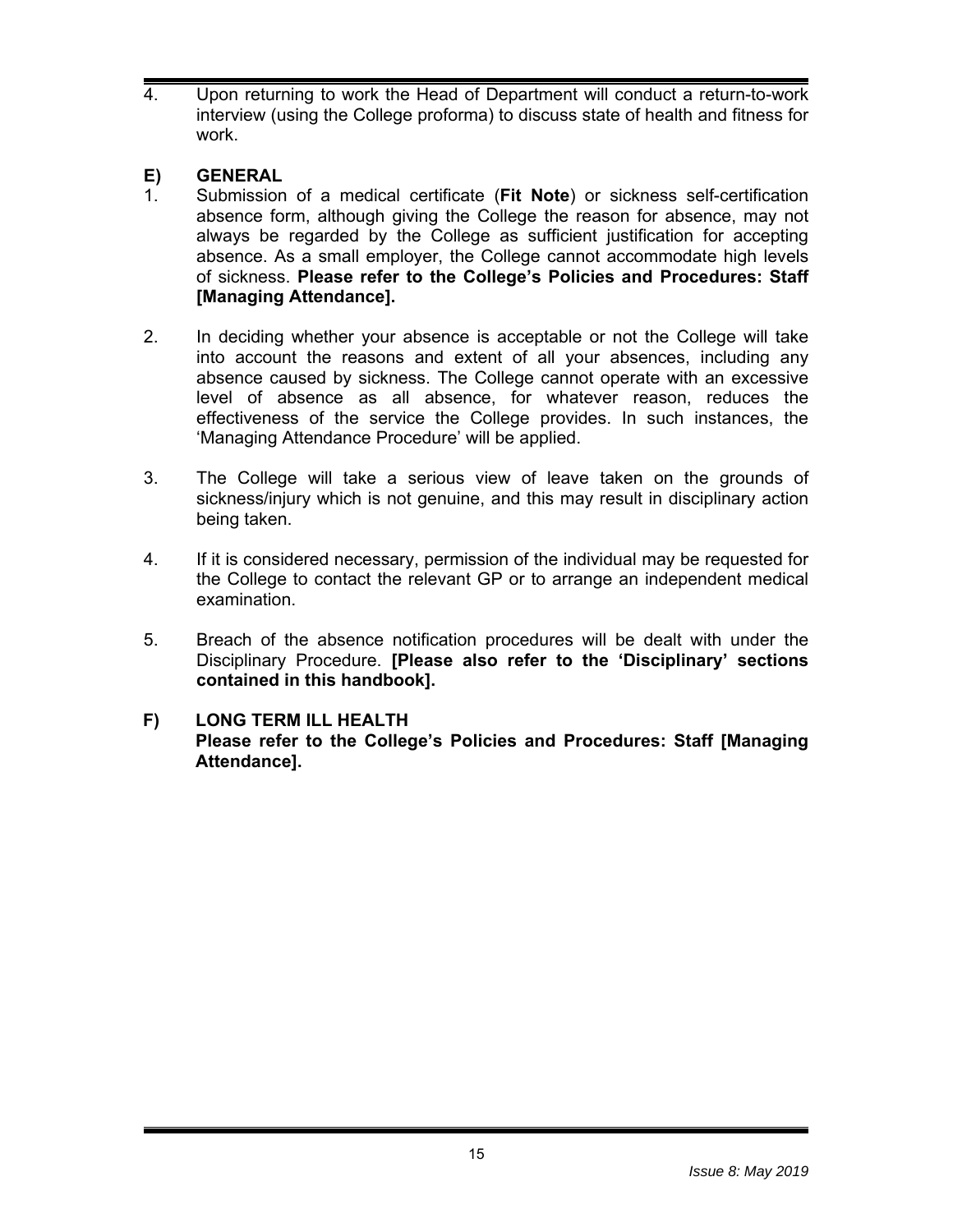4. Upon returning to work the Head of Department will conduct a return-to-work interview (using the College proforma) to discuss state of health and fitness for work.

## E) GENERAL

1. Submission of a medical certificate (**Fit Note**) or sickness self-certification absence form, although giving the College the reason for absence, may not always be regarded by the College as sufficient justification for accepting absence. As a small employer, the College cannot accommodate high levels of sickness. **Please refer to the College's Policies and Procedures: Staff [Managing Attendance].**

2. In deciding whether your absence is acceptable or not the College will take into account the reasons and extent of all your absences, including any absence caused by sickness. The College cannot operate with an excessive level of absence as all absence, for whatever reason, reduces the effectiveness of the service the College provides. In such instances, the 'Managing Attendance Procedure' will be applied.

3. The College will take a serious view of leave taken on the grounds of sickness/injury which is not genuine, and this may result in disciplinary action being taken.

4. If it is considered necessary, permission of the individual may be requested for the College to contact the relevant GP or to arrange an independent medical examination.

5. Breach of the absence notification procedures will be dealt with under the Disciplinary Procedure. **[Please also refer to the 'Disciplinary' sections contained in this handbook].**

## F) LONG TERM ILL HEALTH

**Please refer to the College's Policies and Procedures: Staff [Managing Attendance].**

*Issue 8: May 2019*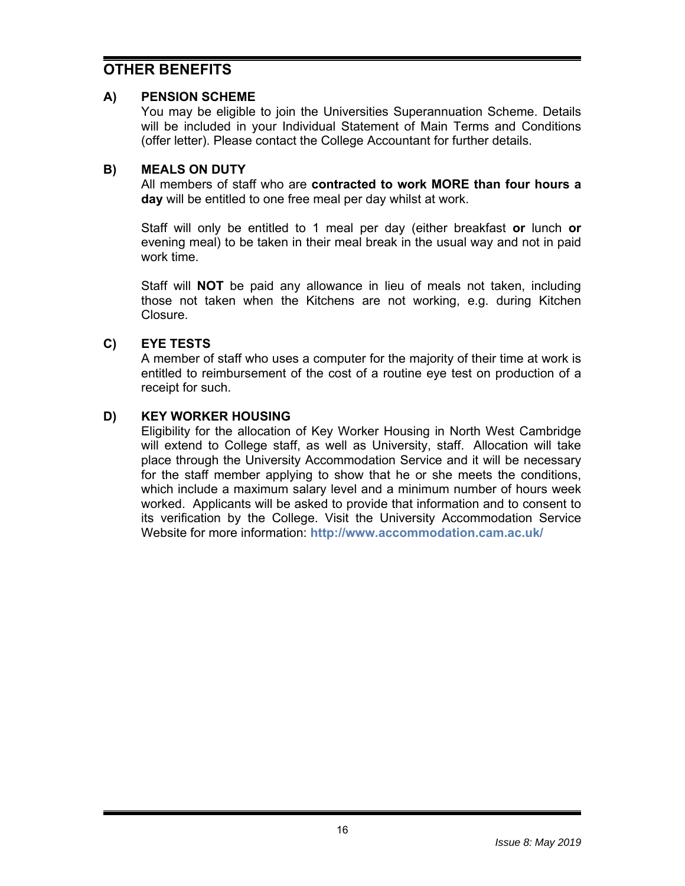## OTHER BENEFITS

### A) PENSION SCHEME

You may be eligible to join the Universities Superannuation Scheme. Details will be included in your Individual Statement of Main Terms and Conditions (offer letter). Please contact the College Accountant for further details.

### B) MEALS ON DUTY

All members of staff who are **contracted to work MORE than four hours a day** will be entitled to one free meal per day whilst at work.

Staff will only be entitled to 1 meal per day (either breakfast **or** lunch **or** evening meal) to be taken in their meal break in the usual way and not in paid work time.

Staff will **NOT** be paid any allowance in lieu of meals not taken, including those not taken when the Kitchens are not working, e.g. during Kitchen Closure.

### C) EYE TESTS

A member of staff who uses a computer for the majority of their time at work is entitled to reimbursement of the cost of a routine eye test on production of a receipt for such.

### D) KEY WORKER HOUSING

Eligibility for the allocation of Key Worker Housing in North West Cambridge will extend to College staff, as well as University, staff. Allocation will take place through the University Accommodation Service and it will be necessary for the staff member applying to show that he or she meets the conditions, which include a maximum salary level and a minimum number of hours week worked. Applicants will be asked to provide that information and to consent to its verification by the College. Visit the University Accommodation Service Website for more information: **http://www.accommodation.cam.ac.uk/**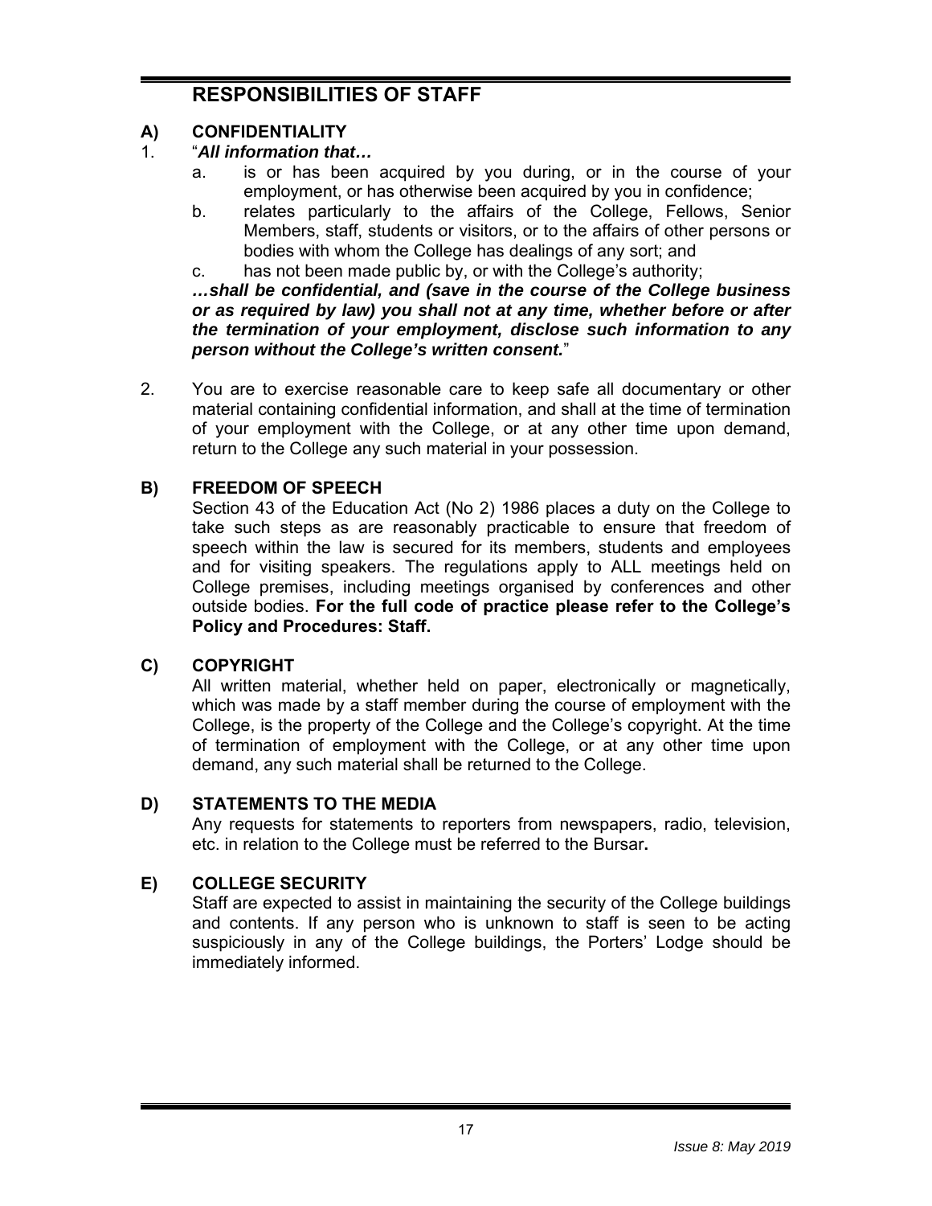# RESPONSIBILITIES OF STAFF

## A) CONFIDENTIALITY

1. "***All information that…***

   a. is or has been acquired by you during, or in the course of your employment, or has otherwise been acquired by you in confidence;

   b. relates particularly to the affairs of the College, Fellows, Senior Members, staff, students or visitors, or to the affairs of other persons or bodies with whom the College has dealings of any sort; and

   c. has not been made public by, or with the College's authority;

   ***…shall be confidential, and (save in the course of the College business or as required by law) you shall not at any time, whether before or after the termination of your employment, disclose such information to any person without the College's written consent.***"

2. You are to exercise reasonable care to keep safe all documentary or other material containing confidential information, and shall at the time of termination of your employment with the College, or at any other time upon demand, return to the College any such material in your possession.

## B) FREEDOM OF SPEECH

Section 43 of the Education Act (No 2) 1986 places a duty on the College to take such steps as are reasonably practicable to ensure that freedom of speech within the law is secured for its members, students and employees and for visiting speakers. The regulations apply to ALL meetings held on College premises, including meetings organised by conferences and other outside bodies. **For the full code of practice please refer to the College's Policy and Procedures: Staff.**

## C) COPYRIGHT

All written material, whether held on paper, electronically or magnetically, which was made by a staff member during the course of employment with the College, is the property of the College and the College's copyright. At the time of termination of employment with the College, or at any other time upon demand, any such material shall be returned to the College.

## D) STATEMENTS TO THE MEDIA

Any requests for statements to reporters from newspapers, radio, television, etc. in relation to the College must be referred to the Bursar.

## E) COLLEGE SECURITY

Staff are expected to assist in maintaining the security of the College buildings and contents. If any person who is unknown to staff is seen to be acting suspiciously in any of the College buildings, the Porters' Lodge should be immediately informed.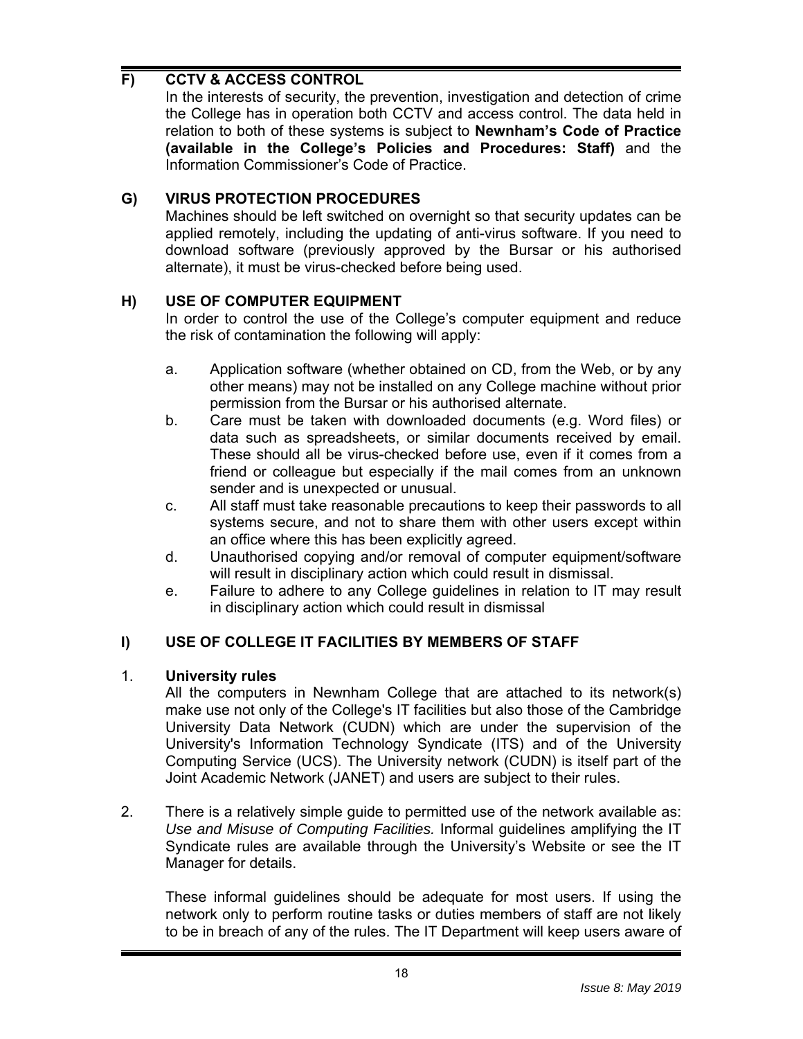## F) CCTV & ACCESS CONTROL

In the interests of security, the prevention, investigation and detection of crime the College has in operation both CCTV and access control. The data held in relation to both of these systems is subject to **Newnham's Code of Practice (available in the College's Policies and Procedures: Staff)** and the Information Commissioner's Code of Practice.

## G) VIRUS PROTECTION PROCEDURES

Machines should be left switched on overnight so that security updates can be applied remotely, including the updating of anti-virus software. If you need to download software (previously approved by the Bursar or his authorised alternate), it must be virus-checked before being used.

## H) USE OF COMPUTER EQUIPMENT

In order to control the use of the College's computer equipment and reduce the risk of contamination the following will apply:

a. Application software (whether obtained on CD, from the Web, or by any other means) may not be installed on any College machine without prior permission from the Bursar or his authorised alternate.

b. Care must be taken with downloaded documents (e.g. Word files) or data such as spreadsheets, or similar documents received by email. These should all be virus-checked before use, even if it comes from a friend or colleague but especially if the mail comes from an unknown sender and is unexpected or unusual.

c. All staff must take reasonable precautions to keep their passwords to all systems secure, and not to share them with other users except within an office where this has been explicitly agreed.

d. Unauthorised copying and/or removal of computer equipment/software will result in disciplinary action which could result in dismissal.

e. Failure to adhere to any College guidelines in relation to IT may result in disciplinary action which could result in dismissal

## I) USE OF COLLEGE IT FACILITIES BY MEMBERS OF STAFF

1. **University rules**

All the computers in Newnham College that are attached to its network(s) make use not only of the College's IT facilities but also those of the Cambridge University Data Network (CUDN) which are under the supervision of the University's Information Technology Syndicate (ITS) and of the University Computing Service (UCS). The University network (CUDN) is itself part of the Joint Academic Network (JANET) and users are subject to their rules.

2. There is a relatively simple guide to permitted use of the network available as: *Use and Misuse of Computing Facilities.* Informal guidelines amplifying the IT Syndicate rules are available through the University's Website or see the IT Manager for details.

These informal guidelines should be adequate for most users. If using the network only to perform routine tasks or duties members of staff are not likely to be in breach of any of the rules. The IT Department will keep users aware of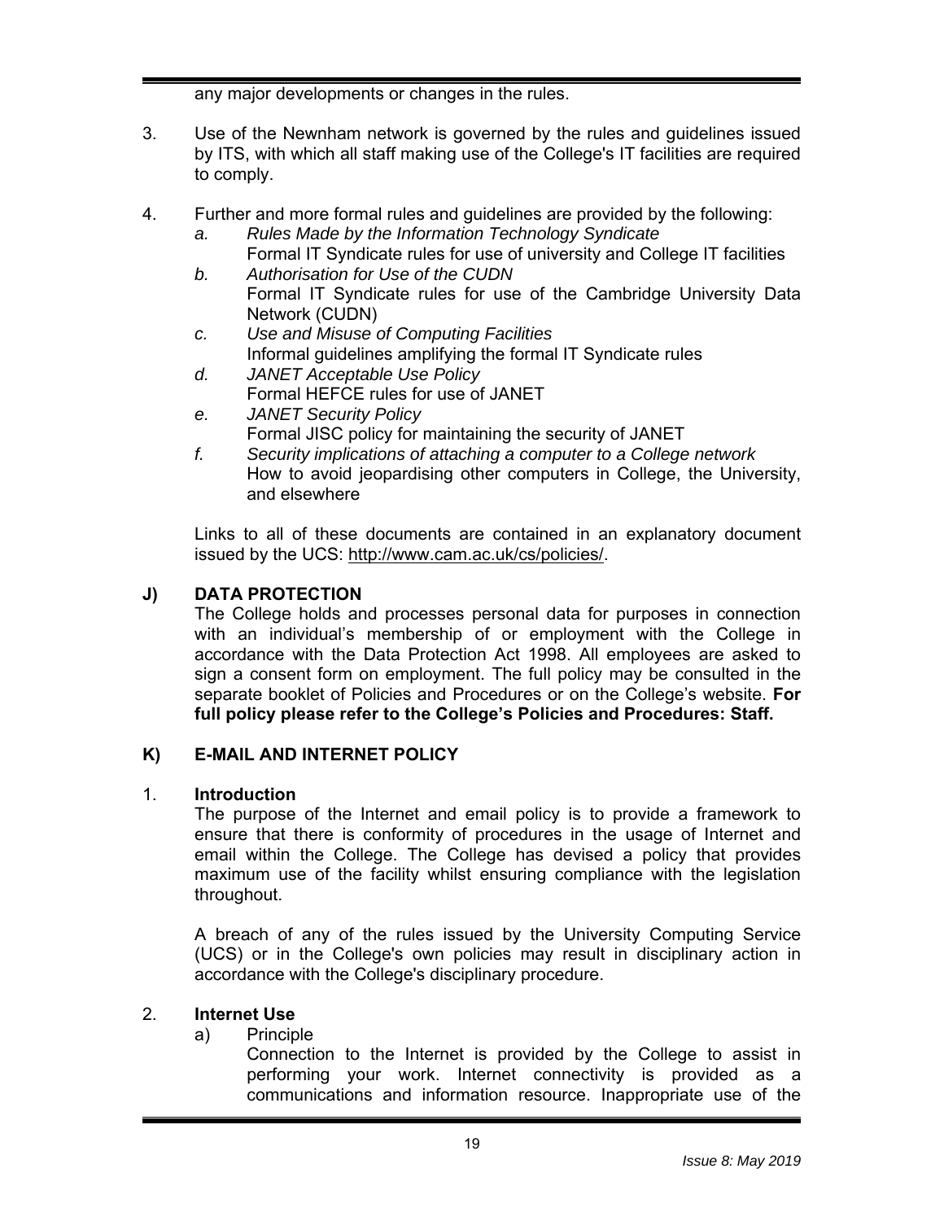any major developments or changes in the rules.

3. Use of the Newnham network is governed by the rules and guidelines issued by ITS, with which all staff making use of the College's IT facilities are required to comply.

4. Further and more formal rules and guidelines are provided by the following:
   a. *Rules Made by the Information Technology Syndicate*
      Formal IT Syndicate rules for use of university and College IT facilities
   b. *Authorisation for Use of the CUDN*
      Formal IT Syndicate rules for use of the Cambridge University Data Network (CUDN)
   c. *Use and Misuse of Computing Facilities*
      Informal guidelines amplifying the formal IT Syndicate rules
   d. *JANET Acceptable Use Policy*
      Formal HEFCE rules for use of JANET
   e. *JANET Security Policy*
      Formal JISC policy for maintaining the security of JANET
   f. *Security implications of attaching a computer to a College network*
      How to avoid jeopardising other computers in College, the University, and elsewhere

   Links to all of these documents are contained in an explanatory document issued by the UCS: http://www.cam.ac.uk/cs/policies/.

## J) DATA PROTECTION

The College holds and processes personal data for purposes in connection with an individual's membership of or employment with the College in accordance with the Data Protection Act 1998. All employees are asked to sign a consent form on employment. The full policy may be consulted in the separate booklet of Policies and Procedures or on the College's website. **For full policy please refer to the College's Policies and Procedures: Staff.**

## K) E-MAIL AND INTERNET POLICY

### 1. Introduction

The purpose of the Internet and email policy is to provide a framework to ensure that there is conformity of procedures in the usage of Internet and email within the College. The College has devised a policy that provides maximum use of the facility whilst ensuring compliance with the legislation throughout.

A breach of any of the rules issued by the University Computing Service (UCS) or in the College's own policies may result in disciplinary action in accordance with the College's disciplinary procedure.

### 2. Internet Use

a) Principle

Connection to the Internet is provided by the College to assist in performing your work. Internet connectivity is provided as a communications and information resource. Inappropriate use of the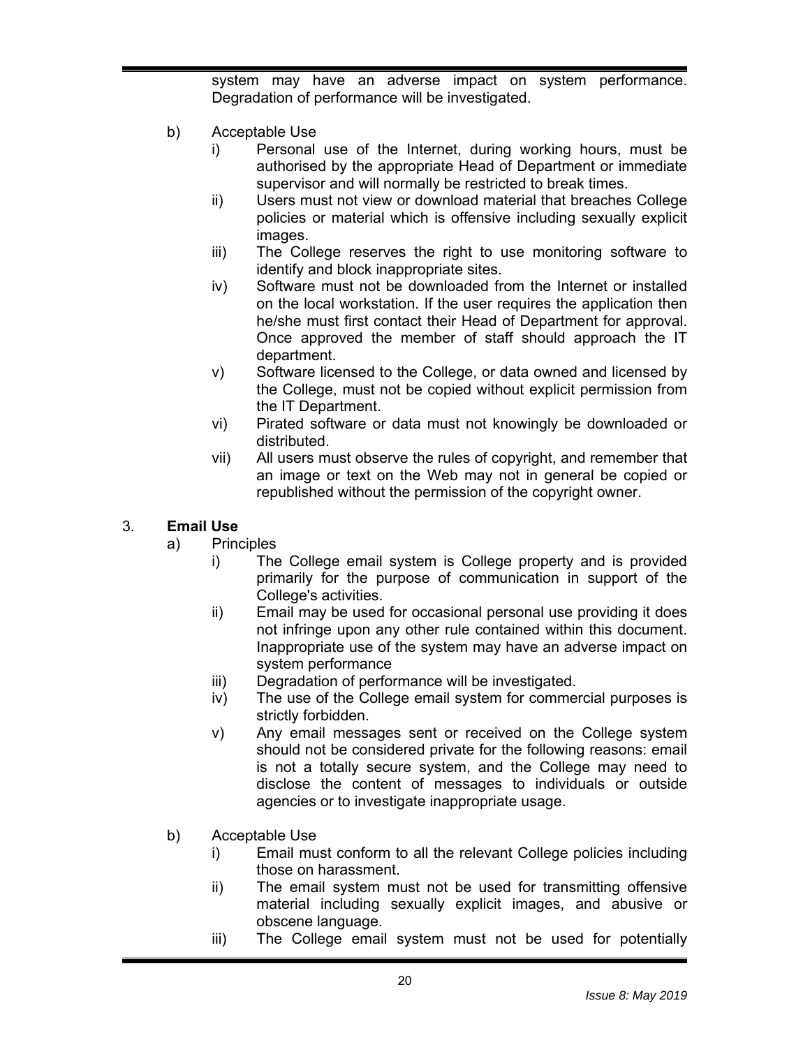system may have an adverse impact on system performance. Degradation of performance will be investigated.

b) Acceptable Use
   i) Personal use of the Internet, during working hours, must be authorised by the appropriate Head of Department or immediate supervisor and will normally be restricted to break times.
   ii) Users must not view or download material that breaches College policies or material which is offensive including sexually explicit images.
   iii) The College reserves the right to use monitoring software to identify and block inappropriate sites.
   iv) Software must not be downloaded from the Internet or installed on the local workstation. If the user requires the application then he/she must first contact their Head of Department for approval. Once approved the member of staff should approach the IT department.
   v) Software licensed to the College, or data owned and licensed by the College, must not be copied without explicit permission from the IT Department.
   vi) Pirated software or data must not knowingly be downloaded or distributed.
   vii) All users must observe the rules of copyright, and remember that an image or text on the Web may not in general be copied or republished without the permission of the copyright owner.

3. **Email Use**

a) Principles
   i) The College email system is College property and is provided primarily for the purpose of communication in support of the College's activities.
   ii) Email may be used for occasional personal use providing it does not infringe upon any other rule contained within this document. Inappropriate use of the system may have an adverse impact on system performance
   iii) Degradation of performance will be investigated.
   iv) The use of the College email system for commercial purposes is strictly forbidden.
   v) Any email messages sent or received on the College system should not be considered private for the following reasons: email is not a totally secure system, and the College may need to disclose the content of messages to individuals or outside agencies or to investigate inappropriate usage.

b) Acceptable Use
   i) Email must conform to all the relevant College policies including those on harassment.
   ii) The email system must not be used for transmitting offensive material including sexually explicit images, and abusive or obscene language.
   iii) The College email system must not be used for potentially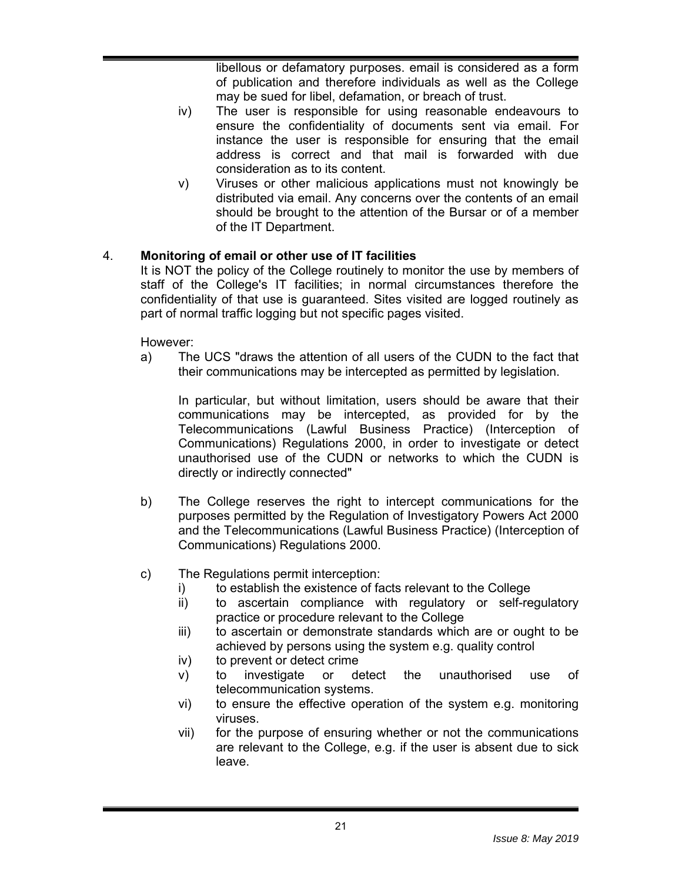libellous or defamatory purposes. email is considered as a form of publication and therefore individuals as well as the College may be sued for libel, defamation, or breach of trust.

iv) The user is responsible for using reasonable endeavours to ensure the confidentiality of documents sent via email. For instance the user is responsible for ensuring that the email address is correct and that mail is forwarded with due consideration as to its content.

v) Viruses or other malicious applications must not knowingly be distributed via email. Any concerns over the contents of an email should be brought to the attention of the Bursar or of a member of the IT Department.

4. **Monitoring of email or other use of IT facilities**

It is NOT the policy of the College routinely to monitor the use by members of staff of the College's IT facilities; in normal circumstances therefore the confidentiality of that use is guaranteed. Sites visited are logged routinely as part of normal traffic logging but not specific pages visited.

However:

a) The UCS "draws the attention of all users of the CUDN to the fact that their communications may be intercepted as permitted by legislation.

   In particular, but without limitation, users should be aware that their communications may be intercepted, as provided for by the Telecommunications (Lawful Business Practice) (Interception of Communications) Regulations 2000, in order to investigate or detect unauthorised use of the CUDN or networks to which the CUDN is directly or indirectly connected"

b) The College reserves the right to intercept communications for the purposes permitted by the Regulation of Investigatory Powers Act 2000 and the Telecommunications (Lawful Business Practice) (Interception of Communications) Regulations 2000.

c) The Regulations permit interception:

   i) to establish the existence of facts relevant to the College
   ii) to ascertain compliance with regulatory or self-regulatory practice or procedure relevant to the College
   iii) to ascertain or demonstrate standards which are or ought to be achieved by persons using the system e.g. quality control
   iv) to prevent or detect crime
   v) to investigate or detect the unauthorised use of telecommunication systems.
   vi) to ensure the effective operation of the system e.g. monitoring viruses.
   vii) for the purpose of ensuring whether or not the communications are relevant to the College, e.g. if the user is absent due to sick leave.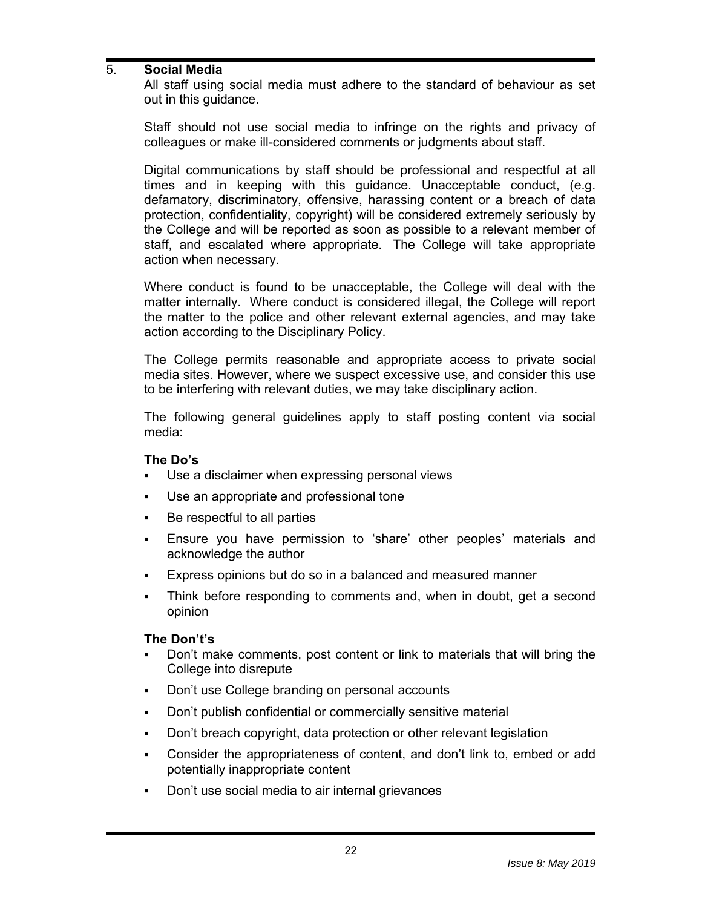## 5. Social Media

All staff using social media must adhere to the standard of behaviour as set out in this guidance.

Staff should not use social media to infringe on the rights and privacy of colleagues or make ill-considered comments or judgments about staff.

Digital communications by staff should be professional and respectful at all times and in keeping with this guidance. Unacceptable conduct, (e.g. defamatory, discriminatory, offensive, harassing content or a breach of data protection, confidentiality, copyright) will be considered extremely seriously by the College and will be reported as soon as possible to a relevant member of staff, and escalated where appropriate. The College will take appropriate action when necessary.

Where conduct is found to be unacceptable, the College will deal with the matter internally. Where conduct is considered illegal, the College will report the matter to the police and other relevant external agencies, and may take action according to the Disciplinary Policy.

The College permits reasonable and appropriate access to private social media sites. However, where we suspect excessive use, and consider this use to be interfering with relevant duties, we may take disciplinary action.

The following general guidelines apply to staff posting content via social media:

**The Do's**

- Use a disclaimer when expressing personal views
- Use an appropriate and professional tone
- Be respectful to all parties
- Ensure you have permission to 'share' other peoples' materials and acknowledge the author
- Express opinions but do so in a balanced and measured manner
- Think before responding to comments and, when in doubt, get a second opinion

**The Don't's**

- Don't make comments, post content or link to materials that will bring the College into disrepute
- Don't use College branding on personal accounts
- Don't publish confidential or commercially sensitive material
- Don't breach copyright, data protection or other relevant legislation
- Consider the appropriateness of content, and don't link to, embed or add potentially inappropriate content
- Don't use social media to air internal grievances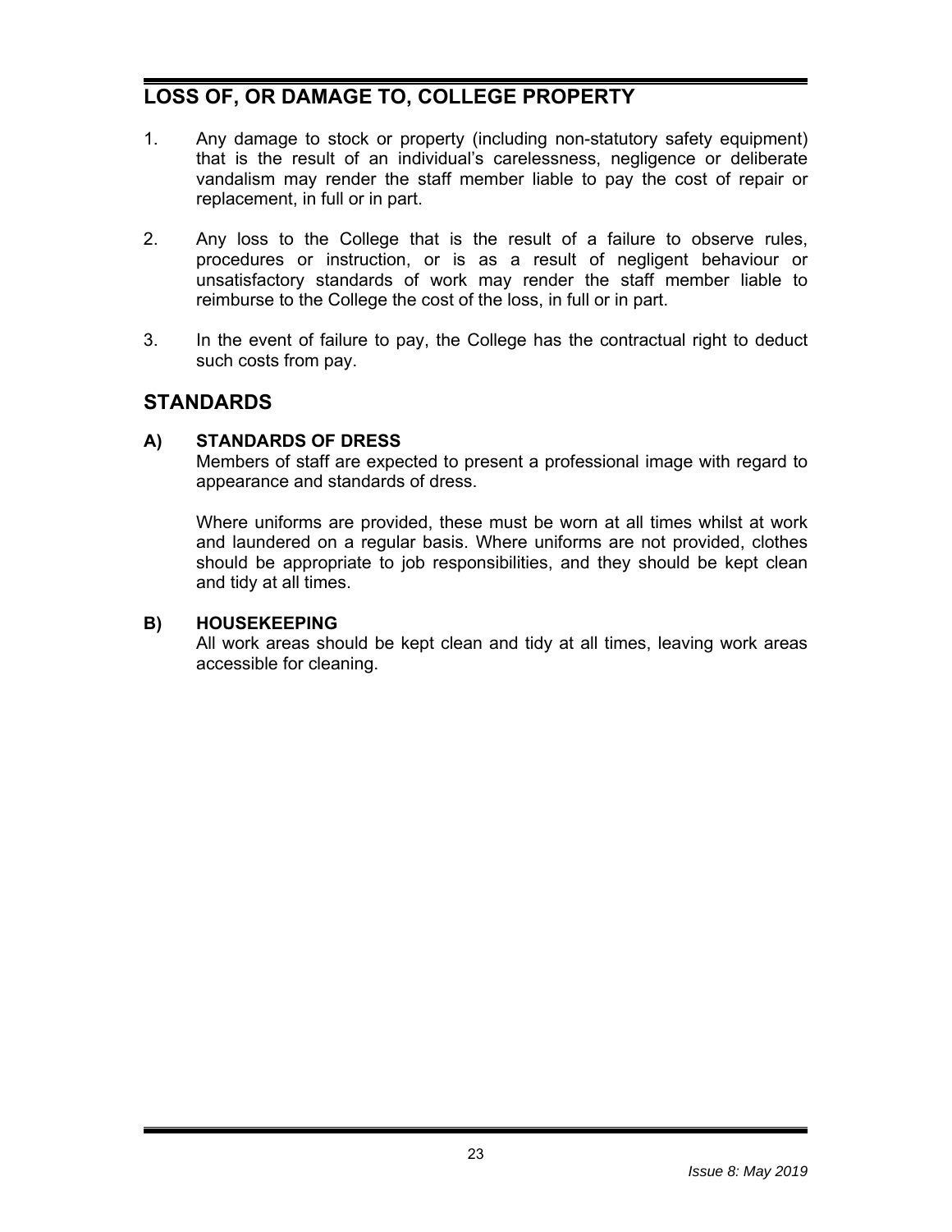## LOSS OF, OR DAMAGE TO, COLLEGE PROPERTY

1. Any damage to stock or property (including non-statutory safety equipment) that is the result of an individual's carelessness, negligence or deliberate vandalism may render the staff member liable to pay the cost of repair or replacement, in full or in part.

2. Any loss to the College that is the result of a failure to observe rules, procedures or instruction, or is as a result of negligent behaviour or unsatisfactory standards of work may render the staff member liable to reimburse to the College the cost of the loss, in full or in part.

3. In the event of failure to pay, the College has the contractual right to deduct such costs from pay.

## STANDARDS

### A) STANDARDS OF DRESS

Members of staff are expected to present a professional image with regard to appearance and standards of dress.

Where uniforms are provided, these must be worn at all times whilst at work and laundered on a regular basis. Where uniforms are not provided, clothes should be appropriate to job responsibilities, and they should be kept clean and tidy at all times.

### B) HOUSEKEEPING

All work areas should be kept clean and tidy at all times, leaving work areas accessible for cleaning.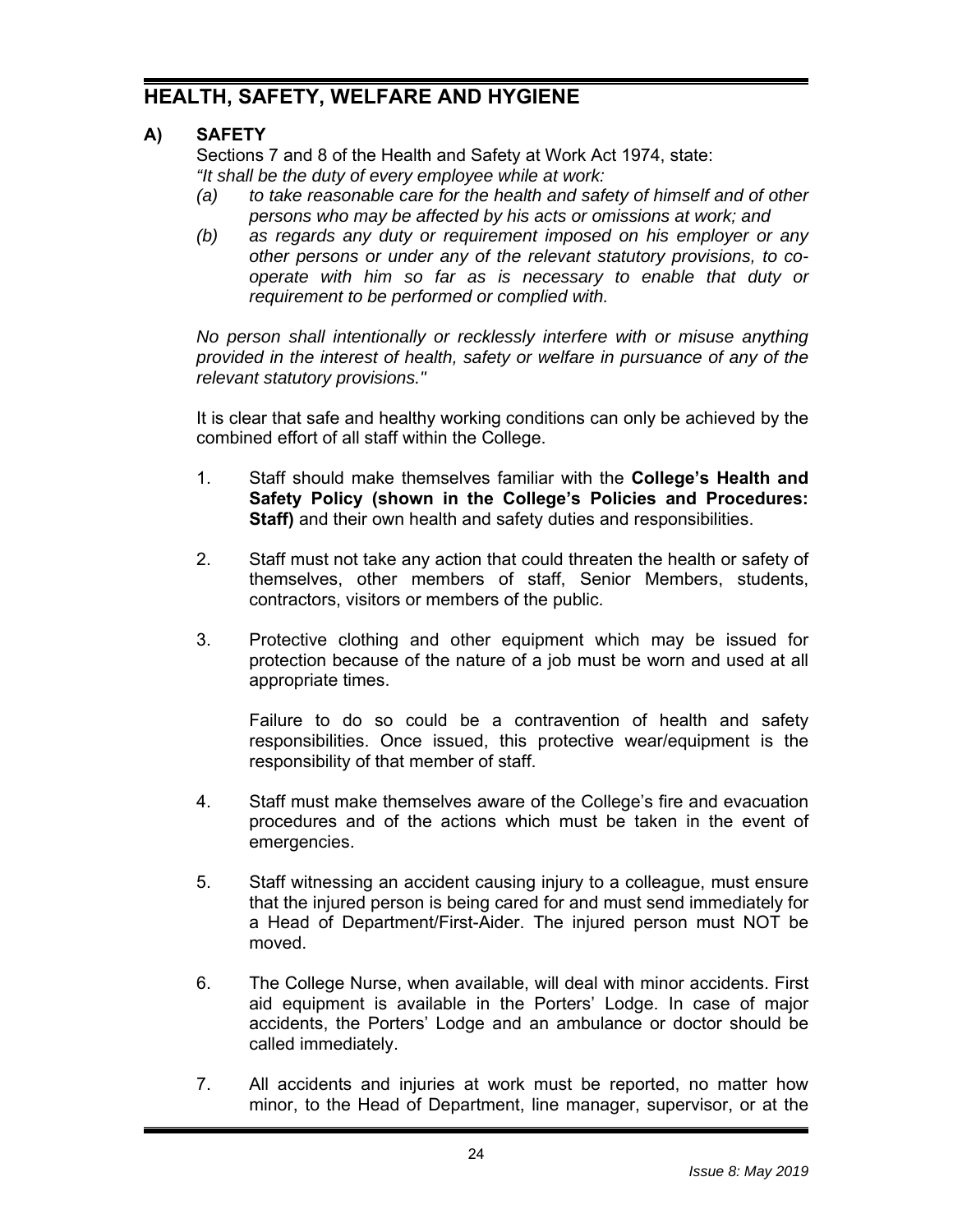# HEALTH, SAFETY, WELFARE AND HYGIENE

## A) SAFETY

Sections 7 and 8 of the Health and Safety at Work Act 1974, state:

*"It shall be the duty of every employee while at work:*

*(a) to take reasonable care for the health and safety of himself and of other persons who may be affected by his acts or omissions at work; and*

*(b) as regards any duty or requirement imposed on his employer or any other persons or under any of the relevant statutory provisions, to co-operate with him so far as is necessary to enable that duty or requirement to be performed or complied with.*

*No person shall intentionally or recklessly interfere with or misuse anything provided in the interest of health, safety or welfare in pursuance of any of the relevant statutory provisions."*

It is clear that safe and healthy working conditions can only be achieved by the combined effort of all staff within the College.

1. Staff should make themselves familiar with the **College's Health and Safety Policy (shown in the College's Policies and Procedures: Staff)** and their own health and safety duties and responsibilities.

2. Staff must not take any action that could threaten the health or safety of themselves, other members of staff, Senior Members, students, contractors, visitors or members of the public.

3. Protective clothing and other equipment which may be issued for protection because of the nature of a job must be worn and used at all appropriate times.

   Failure to do so could be a contravention of health and safety responsibilities. Once issued, this protective wear/equipment is the responsibility of that member of staff.

4. Staff must make themselves aware of the College's fire and evacuation procedures and of the actions which must be taken in the event of emergencies.

5. Staff witnessing an accident causing injury to a colleague, must ensure that the injured person is being cared for and must send immediately for a Head of Department/First-Aider. The injured person must NOT be moved.

6. The College Nurse, when available, will deal with minor accidents. First aid equipment is available in the Porters' Lodge. In case of major accidents, the Porters' Lodge and an ambulance or doctor should be called immediately.

7. All accidents and injuries at work must be reported, no matter how minor, to the Head of Department, line manager, supervisor, or at the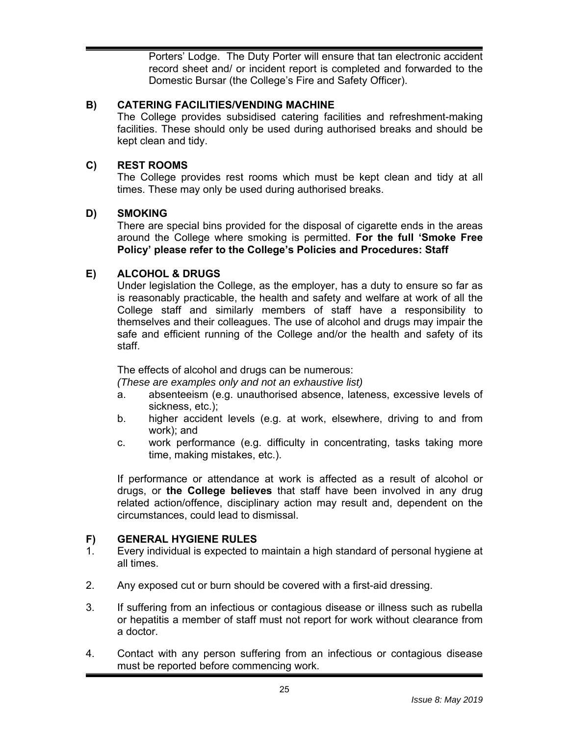Porters' Lodge. The Duty Porter will ensure that tan electronic accident record sheet and/ or incident report is completed and forwarded to the Domestic Bursar (the College's Fire and Safety Officer).

### B) CATERING FACILITIES/VENDING MACHINE

The College provides subsidised catering facilities and refreshment-making facilities. These should only be used during authorised breaks and should be kept clean and tidy.

### C) REST ROOMS

The College provides rest rooms which must be kept clean and tidy at all times. These may only be used during authorised breaks.

### D) SMOKING

There are special bins provided for the disposal of cigarette ends in the areas around the College where smoking is permitted. **For the full 'Smoke Free Policy' please refer to the College's Policies and Procedures: Staff**

### E) ALCOHOL & DRUGS

Under legislation the College, as the employer, has a duty to ensure so far as is reasonably practicable, the health and safety and welfare at work of all the College staff and similarly members of staff have a responsibility to themselves and their colleagues. The use of alcohol and drugs may impair the safe and efficient running of the College and/or the health and safety of its staff.

The effects of alcohol and drugs can be numerous:
*(These are examples only and not an exhaustive list)*

a. absenteeism (e.g. unauthorised absence, lateness, excessive levels of sickness, etc.);
b. higher accident levels (e.g. at work, elsewhere, driving to and from work); and
c. work performance (e.g. difficulty in concentrating, tasks taking more time, making mistakes, etc.).

If performance or attendance at work is affected as a result of alcohol or drugs, or **the College believes** that staff have been involved in any drug related action/offence, disciplinary action may result and, dependent on the circumstances, could lead to dismissal.

### F) GENERAL HYGIENE RULES

1. Every individual is expected to maintain a high standard of personal hygiene at all times.

2. Any exposed cut or burn should be covered with a first-aid dressing.

3. If suffering from an infectious or contagious disease or illness such as rubella or hepatitis a member of staff must not report for work without clearance from a doctor.

4. Contact with any person suffering from an infectious or contagious disease must be reported before commencing work.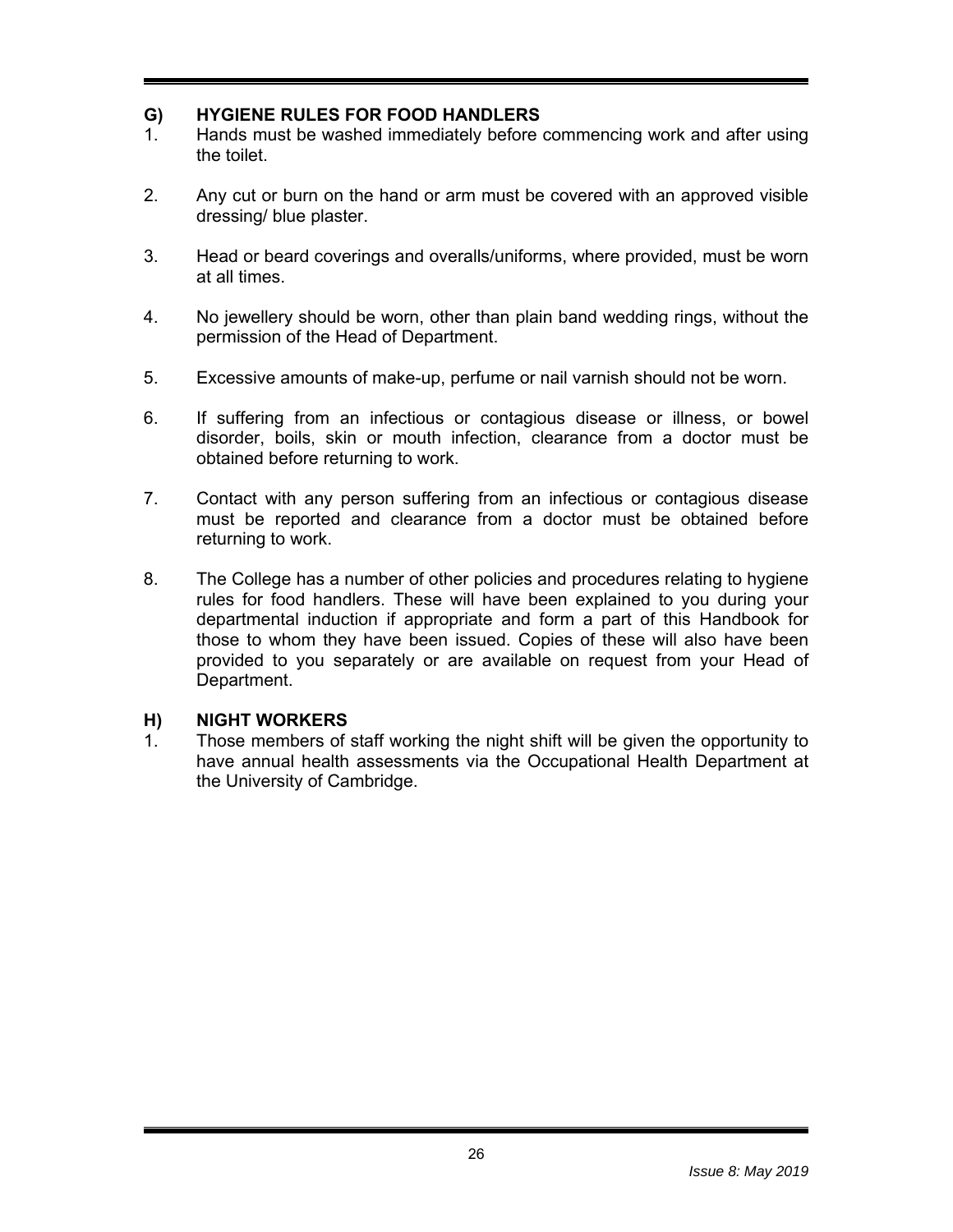## G) HYGIENE RULES FOR FOOD HANDLERS

1. Hands must be washed immediately before commencing work and after using the toilet.

2. Any cut or burn on the hand or arm must be covered with an approved visible dressing/ blue plaster.

3. Head or beard coverings and overalls/uniforms, where provided, must be worn at all times.

4. No jewellery should be worn, other than plain band wedding rings, without the permission of the Head of Department.

5. Excessive amounts of make-up, perfume or nail varnish should not be worn.

6. If suffering from an infectious or contagious disease or illness, or bowel disorder, boils, skin or mouth infection, clearance from a doctor must be obtained before returning to work.

7. Contact with any person suffering from an infectious or contagious disease must be reported and clearance from a doctor must be obtained before returning to work.

8. The College has a number of other policies and procedures relating to hygiene rules for food handlers. These will have been explained to you during your departmental induction if appropriate and form a part of this Handbook for those to whom they have been issued. Copies of these will also have been provided to you separately or are available on request from your Head of Department.

## H) NIGHT WORKERS

1. Those members of staff working the night shift will be given the opportunity to have annual health assessments via the Occupational Health Department at the University of Cambridge.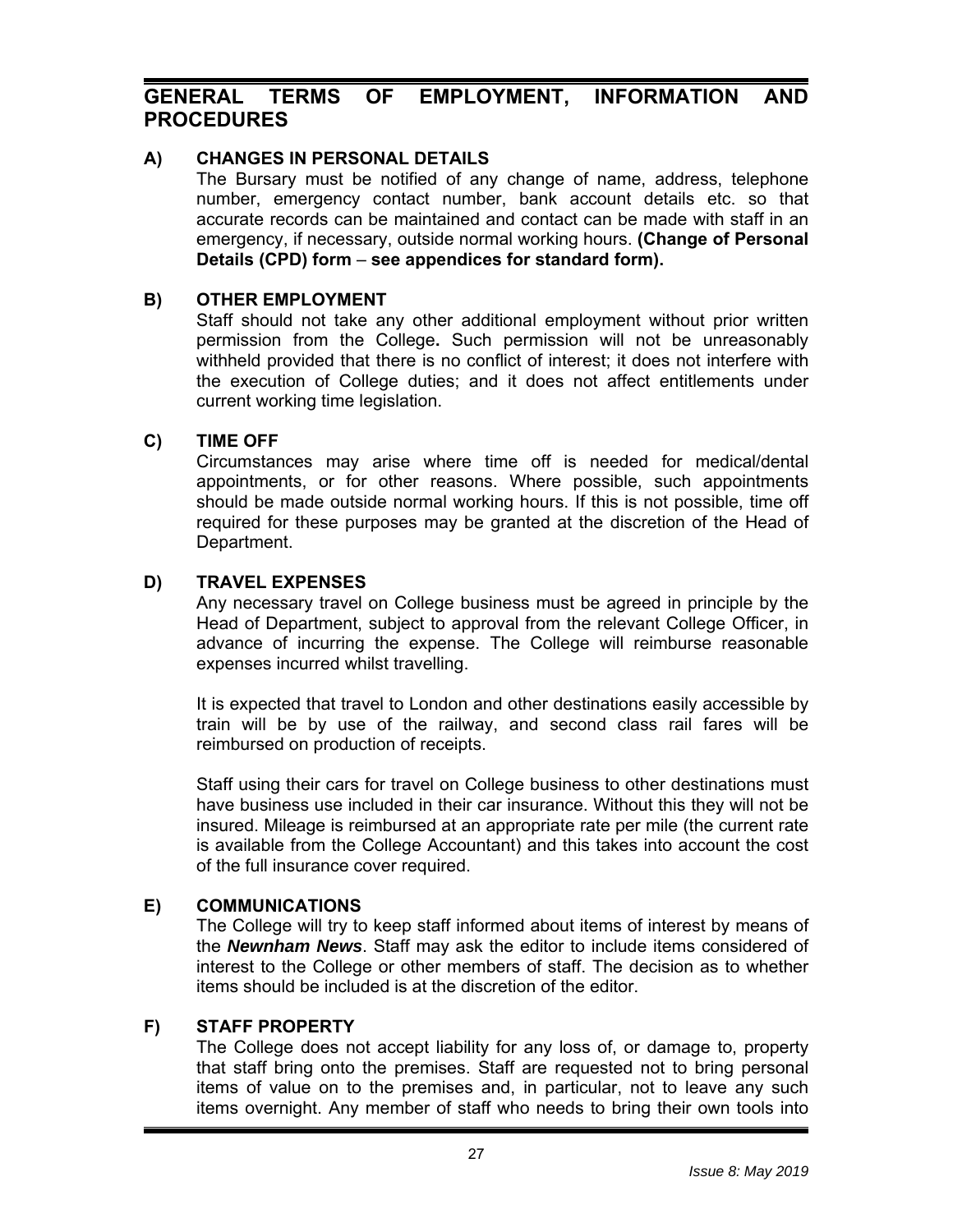# GENERAL TERMS OF EMPLOYMENT, INFORMATION AND PROCEDURES

## A) CHANGES IN PERSONAL DETAILS

The Bursary must be notified of any change of name, address, telephone number, emergency contact number, bank account details etc. so that accurate records can be maintained and contact can be made with staff in an emergency, if necessary, outside normal working hours. **(Change of Personal Details (CPD) form – see appendices for standard form).**

## B) OTHER EMPLOYMENT

Staff should not take any other additional employment without prior written permission from the College**.** Such permission will not be unreasonably withheld provided that there is no conflict of interest; it does not interfere with the execution of College duties; and it does not affect entitlements under current working time legislation.

## C) TIME OFF

Circumstances may arise where time off is needed for medical/dental appointments, or for other reasons. Where possible, such appointments should be made outside normal working hours. If this is not possible, time off required for these purposes may be granted at the discretion of the Head of Department.

## D) TRAVEL EXPENSES

Any necessary travel on College business must be agreed in principle by the Head of Department, subject to approval from the relevant College Officer, in advance of incurring the expense. The College will reimburse reasonable expenses incurred whilst travelling.

It is expected that travel to London and other destinations easily accessible by train will be by use of the railway, and second class rail fares will be reimbursed on production of receipts.

Staff using their cars for travel on College business to other destinations must have business use included in their car insurance. Without this they will not be insured. Mileage is reimbursed at an appropriate rate per mile (the current rate is available from the College Accountant) and this takes into account the cost of the full insurance cover required.

## E) COMMUNICATIONS

The College will try to keep staff informed about items of interest by means of the ***Newnham News***. Staff may ask the editor to include items considered of interest to the College or other members of staff. The decision as to whether items should be included is at the discretion of the editor.

## F) STAFF PROPERTY

The College does not accept liability for any loss of, or damage to, property that staff bring onto the premises. Staff are requested not to bring personal items of value on to the premises and, in particular, not to leave any such items overnight. Any member of staff who needs to bring their own tools into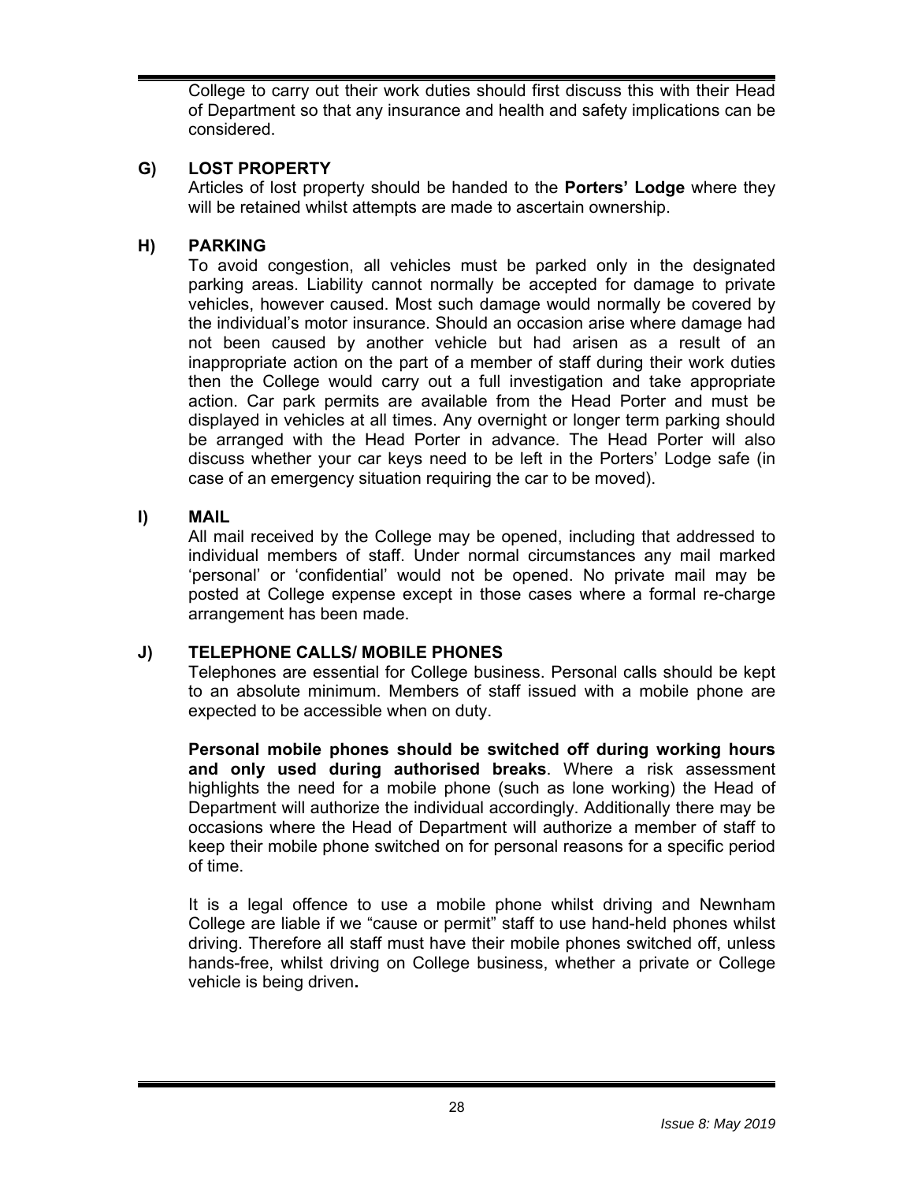College to carry out their work duties should first discuss this with their Head of Department so that any insurance and health and safety implications can be considered.

### G) LOST PROPERTY

Articles of lost property should be handed to the **Porters' Lodge** where they will be retained whilst attempts are made to ascertain ownership.

### H) PARKING

To avoid congestion, all vehicles must be parked only in the designated parking areas. Liability cannot normally be accepted for damage to private vehicles, however caused. Most such damage would normally be covered by the individual's motor insurance. Should an occasion arise where damage had not been caused by another vehicle but had arisen as a result of an inappropriate action on the part of a member of staff during their work duties then the College would carry out a full investigation and take appropriate action. Car park permits are available from the Head Porter and must be displayed in vehicles at all times. Any overnight or longer term parking should be arranged with the Head Porter in advance. The Head Porter will also discuss whether your car keys need to be left in the Porters' Lodge safe (in case of an emergency situation requiring the car to be moved).

### I) MAIL

All mail received by the College may be opened, including that addressed to individual members of staff. Under normal circumstances any mail marked 'personal' or 'confidential' would not be opened. No private mail may be posted at College expense except in those cases where a formal re-charge arrangement has been made.

### J) TELEPHONE CALLS/ MOBILE PHONES

Telephones are essential for College business. Personal calls should be kept to an absolute minimum. Members of staff issued with a mobile phone are expected to be accessible when on duty.

**Personal mobile phones should be switched off during working hours and only used during authorised breaks**. Where a risk assessment highlights the need for a mobile phone (such as lone working) the Head of Department will authorize the individual accordingly. Additionally there may be occasions where the Head of Department will authorize a member of staff to keep their mobile phone switched on for personal reasons for a specific period of time.

It is a legal offence to use a mobile phone whilst driving and Newnham College are liable if we "cause or permit" staff to use hand-held phones whilst driving. Therefore all staff must have their mobile phones switched off, unless hands-free, whilst driving on College business, whether a private or College vehicle is being driven.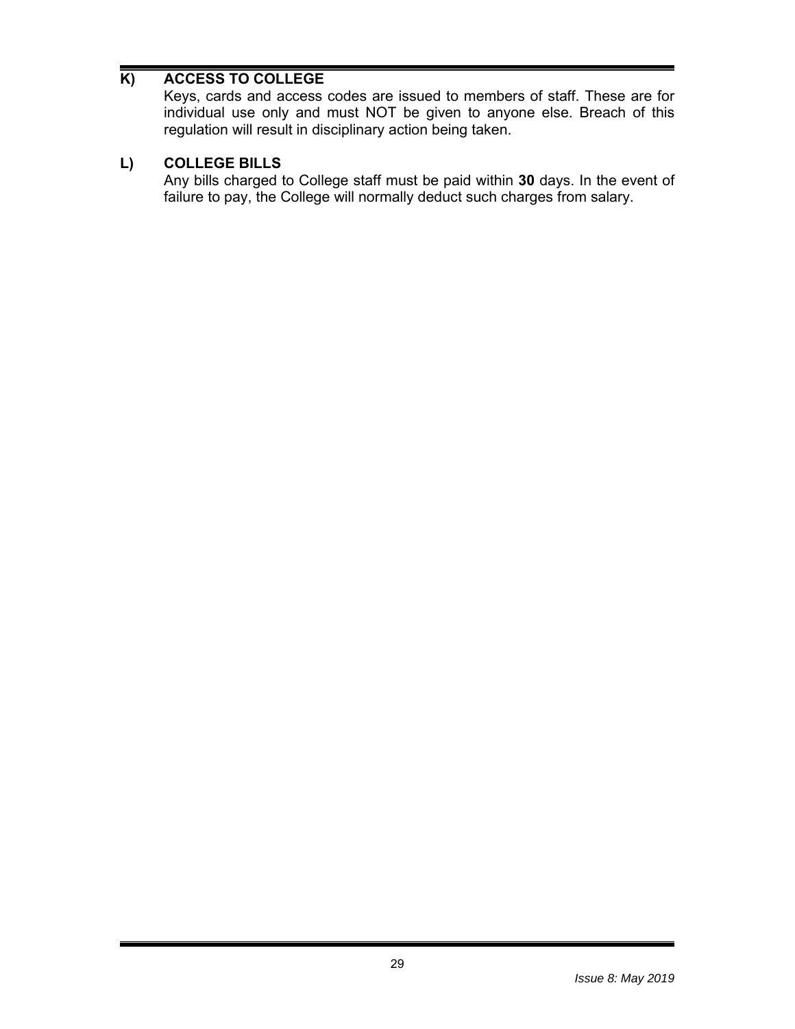### K) ACCESS TO COLLEGE

Keys, cards and access codes are issued to members of staff. These are for individual use only and must NOT be given to anyone else. Breach of this regulation will result in disciplinary action being taken.

### L) COLLEGE BILLS

Any bills charged to College staff must be paid within **30** days. In the event of failure to pay, the College will normally deduct such charges from salary.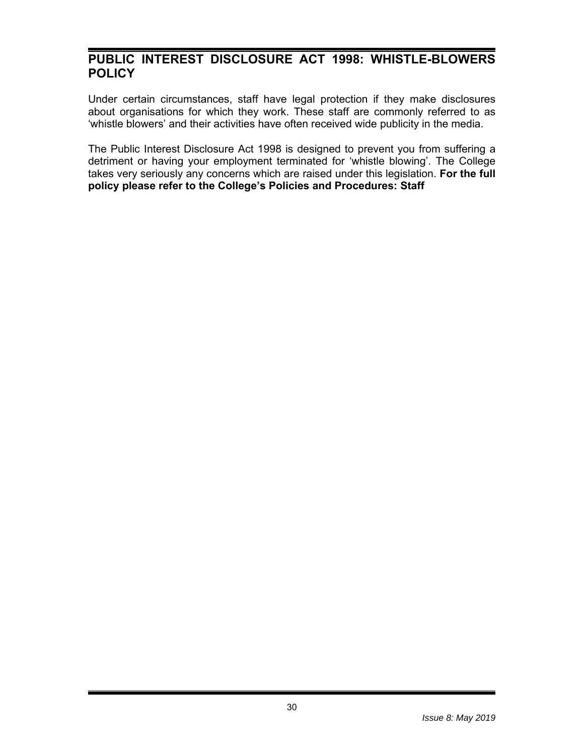## PUBLIC INTEREST DISCLOSURE ACT 1998: WHISTLE-BLOWERS POLICY

Under certain circumstances, staff have legal protection if they make disclosures about organisations for which they work. These staff are commonly referred to as 'whistle blowers' and their activities have often received wide publicity in the media.

The Public Interest Disclosure Act 1998 is designed to prevent you from suffering a detriment or having your employment terminated for 'whistle blowing'. The College takes very seriously any concerns which are raised under this legislation. **For the full policy please refer to the College's Policies and Procedures: Staff**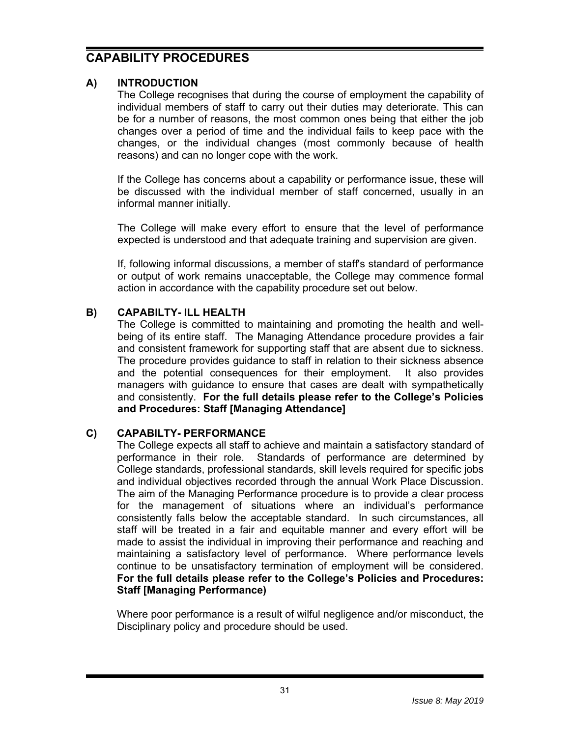# CAPABILITY PROCEDURES

## A) INTRODUCTION

The College recognises that during the course of employment the capability of individual members of staff to carry out their duties may deteriorate. This can be for a number of reasons, the most common ones being that either the job changes over a period of time and the individual fails to keep pace with the changes, or the individual changes (most commonly because of health reasons) and can no longer cope with the work.

If the College has concerns about a capability or performance issue, these will be discussed with the individual member of staff concerned, usually in an informal manner initially.

The College will make every effort to ensure that the level of performance expected is understood and that adequate training and supervision are given.

If, following informal discussions, a member of staff's standard of performance or output of work remains unacceptable, the College may commence formal action in accordance with the capability procedure set out below.

## B) CAPABILTY- ILL HEALTH

The College is committed to maintaining and promoting the health and well-being of its entire staff. The Managing Attendance procedure provides a fair and consistent framework for supporting staff that are absent due to sickness. The procedure provides guidance to staff in relation to their sickness absence and the potential consequences for their employment. It also provides managers with guidance to ensure that cases are dealt with sympathetically and consistently. **For the full details please refer to the College's Policies and Procedures: Staff [Managing Attendance]**

## C) CAPABILTY- PERFORMANCE

The College expects all staff to achieve and maintain a satisfactory standard of performance in their role. Standards of performance are determined by College standards, professional standards, skill levels required for specific jobs and individual objectives recorded through the annual Work Place Discussion. The aim of the Managing Performance procedure is to provide a clear process for the management of situations where an individual's performance consistently falls below the acceptable standard. In such circumstances, all staff will be treated in a fair and equitable manner and every effort will be made to assist the individual in improving their performance and reaching and maintaining a satisfactory level of performance. Where performance levels continue to be unsatisfactory termination of employment will be considered. **For the full details please refer to the College's Policies and Procedures: Staff [Managing Performance)**

Where poor performance is a result of wilful negligence and/or misconduct, the Disciplinary policy and procedure should be used.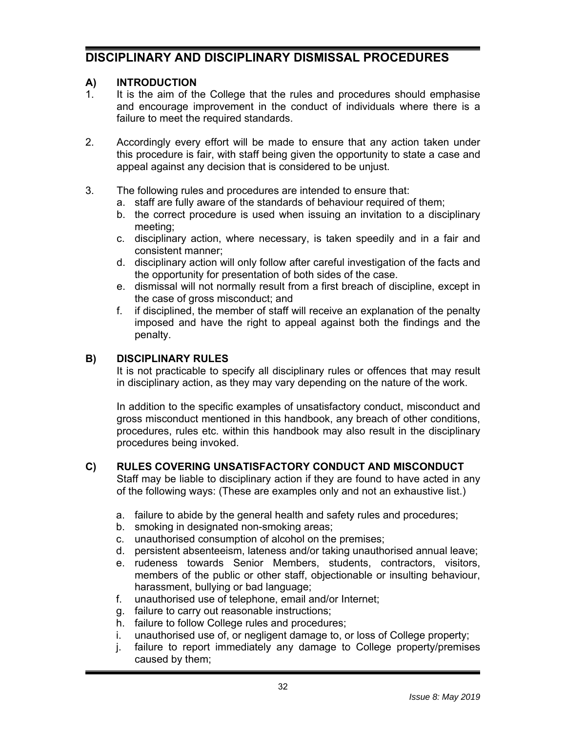# DISCIPLINARY AND DISCIPLINARY DISMISSAL PROCEDURES

## A) INTRODUCTION

1. It is the aim of the College that the rules and procedures should emphasise and encourage improvement in the conduct of individuals where there is a failure to meet the required standards.

2. Accordingly every effort will be made to ensure that any action taken under this procedure is fair, with staff being given the opportunity to state a case and appeal against any decision that is considered to be unjust.

3. The following rules and procedures are intended to ensure that:
   a. staff are fully aware of the standards of behaviour required of them;
   b. the correct procedure is used when issuing an invitation to a disciplinary meeting;
   c. disciplinary action, where necessary, is taken speedily and in a fair and consistent manner;
   d. disciplinary action will only follow after careful investigation of the facts and the opportunity for presentation of both sides of the case.
   e. dismissal will not normally result from a first breach of discipline, except in the case of gross misconduct; and
   f. if disciplined, the member of staff will receive an explanation of the penalty imposed and have the right to appeal against both the findings and the penalty.

## B) DISCIPLINARY RULES

It is not practicable to specify all disciplinary rules or offences that may result in disciplinary action, as they may vary depending on the nature of the work.

In addition to the specific examples of unsatisfactory conduct, misconduct and gross misconduct mentioned in this handbook, any breach of other conditions, procedures, rules etc. within this handbook may also result in the disciplinary procedures being invoked.

## C) RULES COVERING UNSATISFACTORY CONDUCT AND MISCONDUCT

Staff may be liable to disciplinary action if they are found to have acted in any of the following ways: (These are examples only and not an exhaustive list.)

a. failure to abide by the general health and safety rules and procedures;
b. smoking in designated non-smoking areas;
c. unauthorised consumption of alcohol on the premises;
d. persistent absenteeism, lateness and/or taking unauthorised annual leave;
e. rudeness towards Senior Members, students, contractors, visitors, members of the public or other staff, objectionable or insulting behaviour, harassment, bullying or bad language;
f. unauthorised use of telephone, email and/or Internet;
g. failure to carry out reasonable instructions;
h. failure to follow College rules and procedures;
i. unauthorised use of, or negligent damage to, or loss of College property;
j. failure to report immediately any damage to College property/premises caused by them;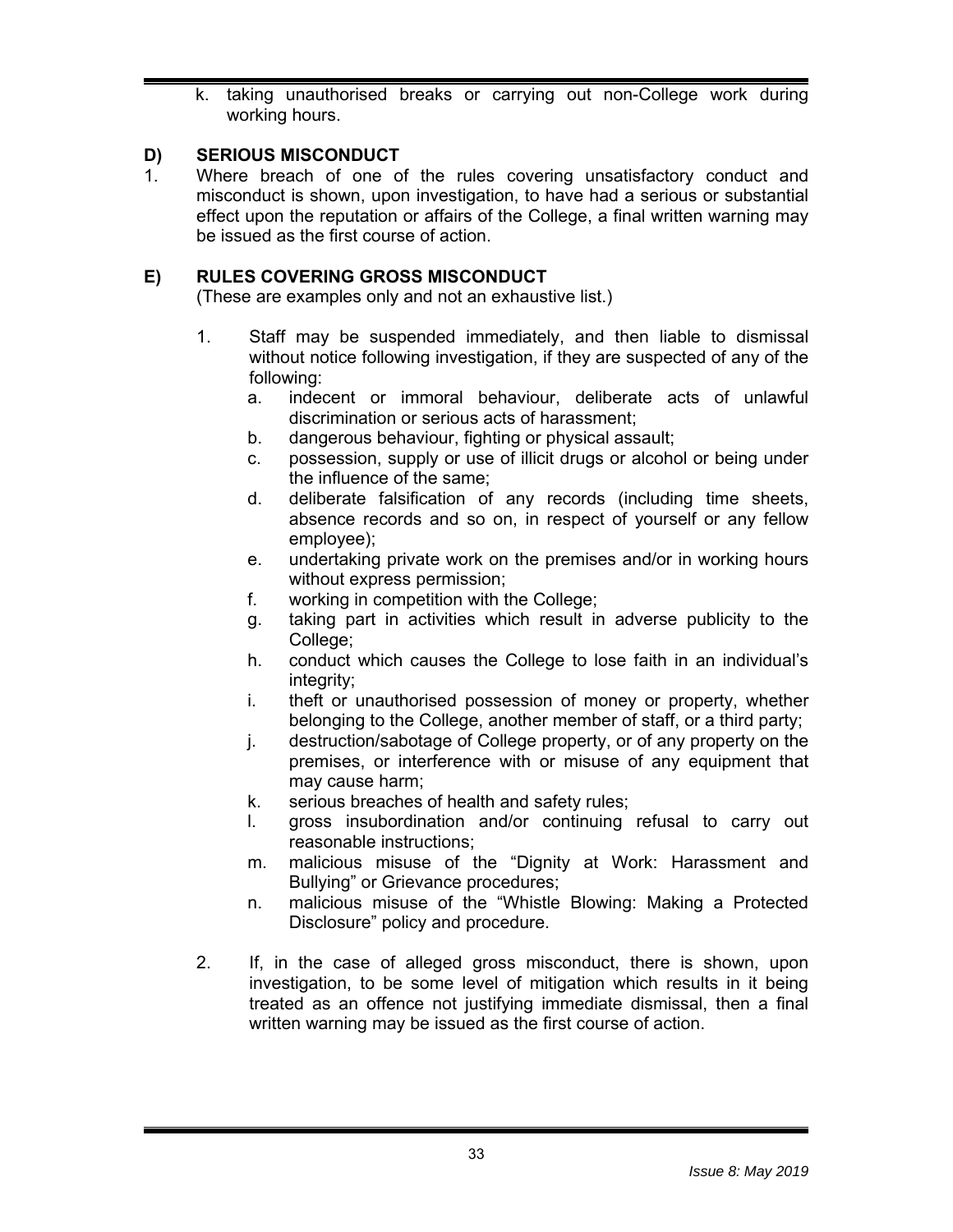k. taking unauthorised breaks or carrying out non-College work during working hours.

## D) SERIOUS MISCONDUCT

1. Where breach of one of the rules covering unsatisfactory conduct and misconduct is shown, upon investigation, to have had a serious or substantial effect upon the reputation or affairs of the College, a final written warning may be issued as the first course of action.

## E) RULES COVERING GROSS MISCONDUCT

(These are examples only and not an exhaustive list.)

1. Staff may be suspended immediately, and then liable to dismissal without notice following investigation, if they are suspected of any of the following:
   a. indecent or immoral behaviour, deliberate acts of unlawful discrimination or serious acts of harassment;
   b. dangerous behaviour, fighting or physical assault;
   c. possession, supply or use of illicit drugs or alcohol or being under the influence of the same;
   d. deliberate falsification of any records (including time sheets, absence records and so on, in respect of yourself or any fellow employee);
   e. undertaking private work on the premises and/or in working hours without express permission;
   f. working in competition with the College;
   g. taking part in activities which result in adverse publicity to the College;
   h. conduct which causes the College to lose faith in an individual's integrity;
   i. theft or unauthorised possession of money or property, whether belonging to the College, another member of staff, or a third party;
   j. destruction/sabotage of College property, or of any property on the premises, or interference with or misuse of any equipment that may cause harm;
   k. serious breaches of health and safety rules;
   l. gross insubordination and/or continuing refusal to carry out reasonable instructions;
   m. malicious misuse of the "Dignity at Work: Harassment and Bullying" or Grievance procedures;
   n. malicious misuse of the "Whistle Blowing: Making a Protected Disclosure" policy and procedure.

2. If, in the case of alleged gross misconduct, there is shown, upon investigation, to be some level of mitigation which results in it being treated as an offence not justifying immediate dismissal, then a final written warning may be issued as the first course of action.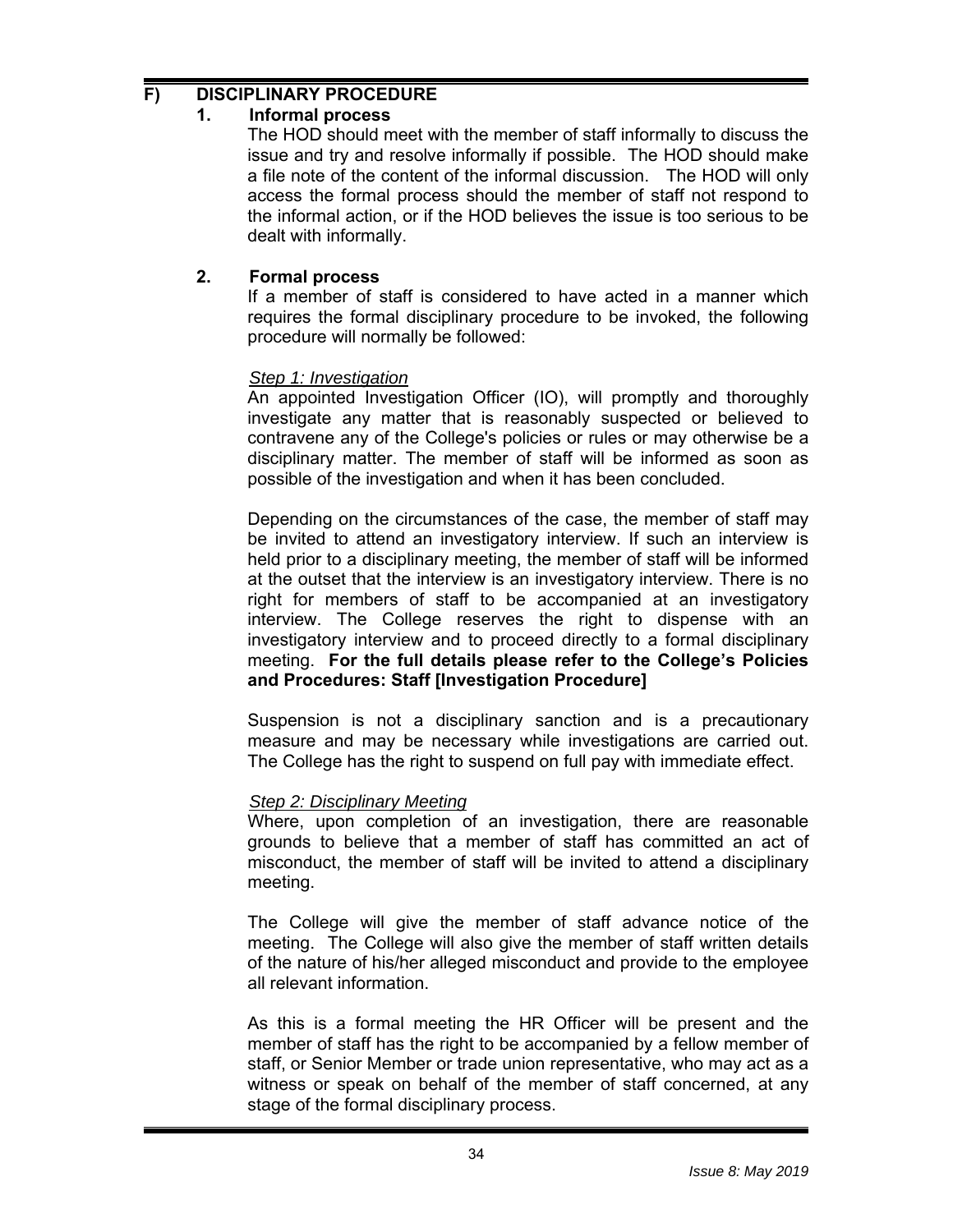## F) DISCIPLINARY PROCEDURE

### 1. Informal process

The HOD should meet with the member of staff informally to discuss the issue and try and resolve informally if possible. The HOD should make a file note of the content of the informal discussion. The HOD will only access the formal process should the member of staff not respond to the informal action, or if the HOD believes the issue is too serious to be dealt with informally.

### 2. Formal process

If a member of staff is considered to have acted in a manner which requires the formal disciplinary procedure to be invoked, the following procedure will normally be followed:

*Step 1: Investigation*

An appointed Investigation Officer (IO), will promptly and thoroughly investigate any matter that is reasonably suspected or believed to contravene any of the College's policies or rules or may otherwise be a disciplinary matter. The member of staff will be informed as soon as possible of the investigation and when it has been concluded.

Depending on the circumstances of the case, the member of staff may be invited to attend an investigatory interview. If such an interview is held prior to a disciplinary meeting, the member of staff will be informed at the outset that the interview is an investigatory interview. There is no right for members of staff to be accompanied at an investigatory interview. The College reserves the right to dispense with an investigatory interview and to proceed directly to a formal disciplinary meeting. **For the full details please refer to the College's Policies and Procedures: Staff [Investigation Procedure]**

Suspension is not a disciplinary sanction and is a precautionary measure and may be necessary while investigations are carried out. The College has the right to suspend on full pay with immediate effect.

*Step 2: Disciplinary Meeting*

Where, upon completion of an investigation, there are reasonable grounds to believe that a member of staff has committed an act of misconduct, the member of staff will be invited to attend a disciplinary meeting.

The College will give the member of staff advance notice of the meeting. The College will also give the member of staff written details of the nature of his/her alleged misconduct and provide to the employee all relevant information.

As this is a formal meeting the HR Officer will be present and the member of staff has the right to be accompanied by a fellow member of staff, or Senior Member or trade union representative, who may act as a witness or speak on behalf of the member of staff concerned, at any stage of the formal disciplinary process.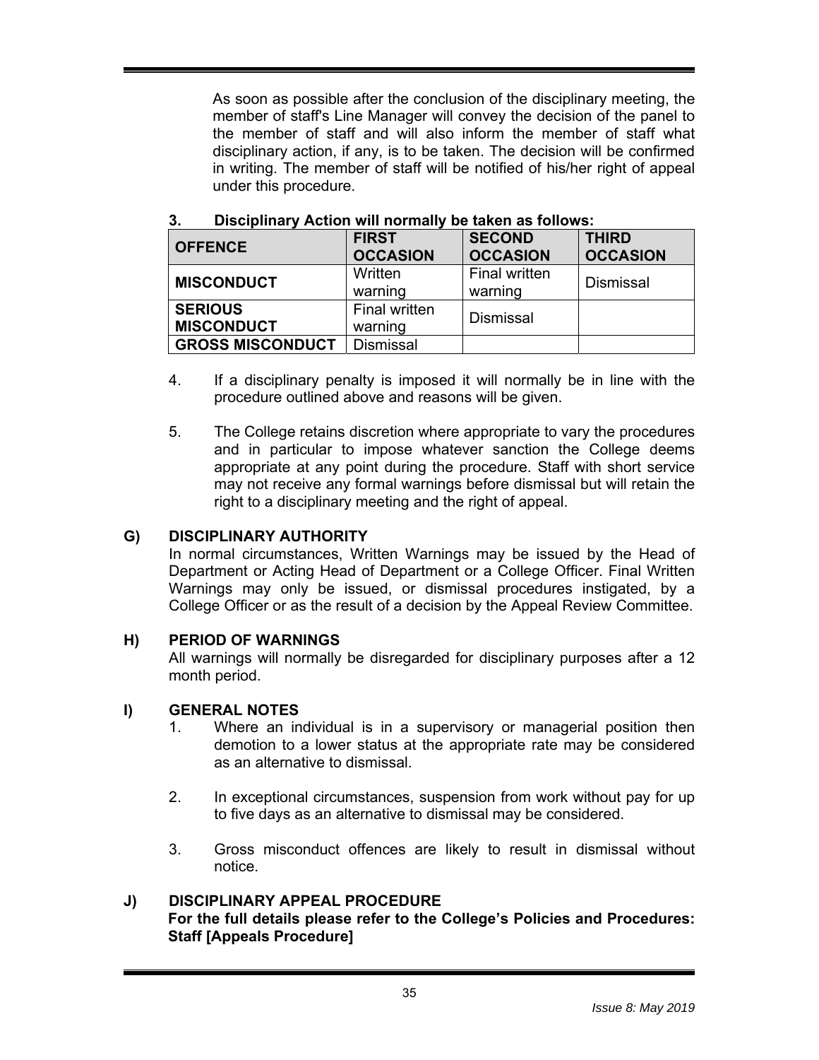As soon as possible after the conclusion of the disciplinary meeting, the member of staff's Line Manager will convey the decision of the panel to the member of staff and will also inform the member of staff what disciplinary action, if any, is to be taken. The decision will be confirmed in writing. The member of staff will be notified of his/her right of appeal under this procedure.

3. **Disciplinary Action will normally be taken as follows:**

| OFFENCE | FIRST OCCASION | SECOND OCCASION | THIRD OCCASION |
|---|---|---|---|
| **MISCONDUCT** | Written warning | Final written warning | Dismissal |
| **SERIOUS MISCONDUCT** | Final written warning | Dismissal | |
| **GROSS MISCONDUCT** | Dismissal | | |

4. If a disciplinary penalty is imposed it will normally be in line with the procedure outlined above and reasons will be given.

5. The College retains discretion where appropriate to vary the procedures and in particular to impose whatever sanction the College deems appropriate at any point during the procedure. Staff with short service may not receive any formal warnings before dismissal but will retain the right to a disciplinary meeting and the right of appeal.

## G) DISCIPLINARY AUTHORITY

In normal circumstances, Written Warnings may be issued by the Head of Department or Acting Head of Department or a College Officer. Final Written Warnings may only be issued, or dismissal procedures instigated, by a College Officer or as the result of a decision by the Appeal Review Committee.

## H) PERIOD OF WARNINGS

All warnings will normally be disregarded for disciplinary purposes after a 12 month period.

## I) GENERAL NOTES

1. Where an individual is in a supervisory or managerial position then demotion to a lower status at the appropriate rate may be considered as an alternative to dismissal.

2. In exceptional circumstances, suspension from work without pay for up to five days as an alternative to dismissal may be considered.

3. Gross misconduct offences are likely to result in dismissal without notice.

## J) DISCIPLINARY APPEAL PROCEDURE

**For the full details please refer to the College's Policies and Procedures: Staff [Appeals Procedure]**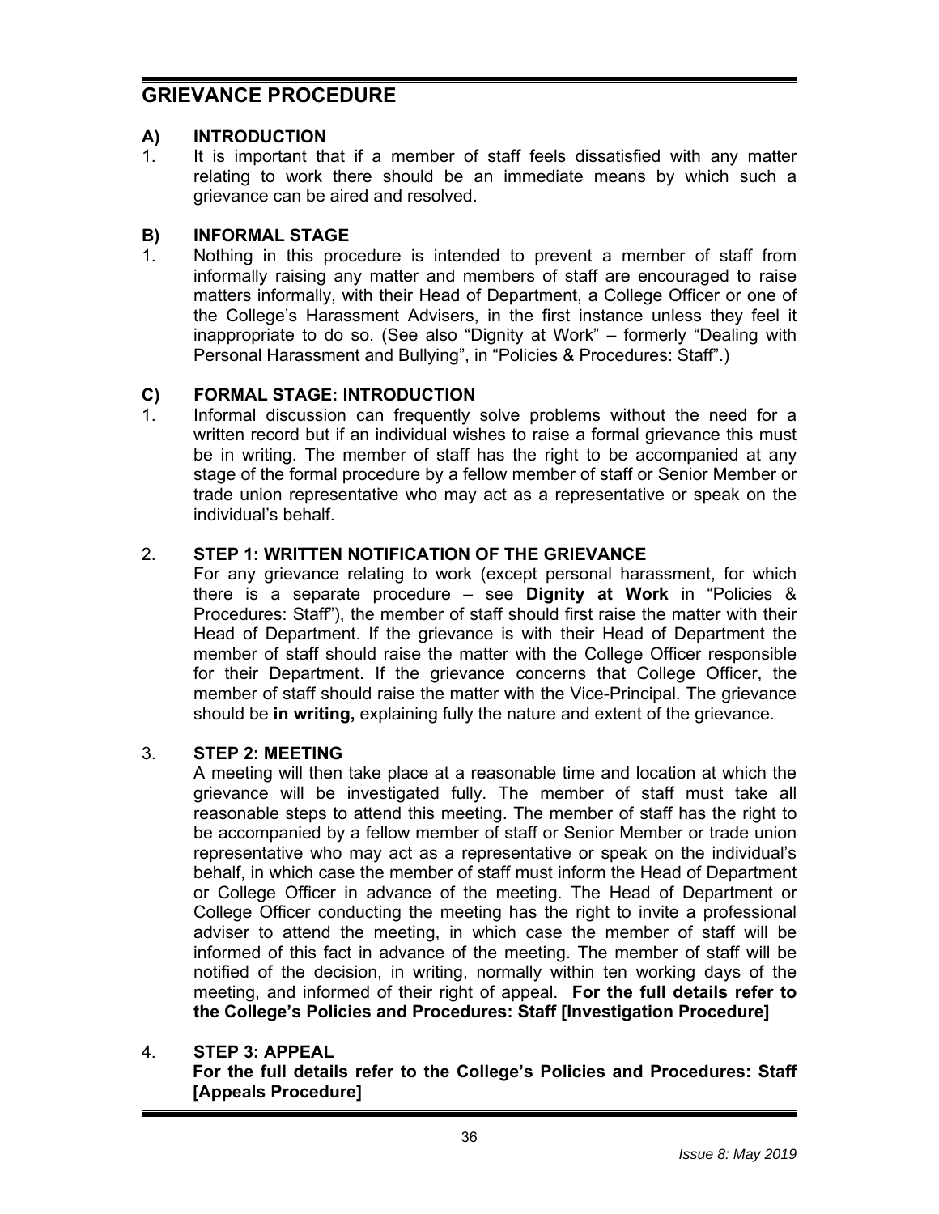# GRIEVANCE PROCEDURE

## A) INTRODUCTION

1. It is important that if a member of staff feels dissatisfied with any matter relating to work there should be an immediate means by which such a grievance can be aired and resolved.

## B) INFORMAL STAGE

1. Nothing in this procedure is intended to prevent a member of staff from informally raising any matter and members of staff are encouraged to raise matters informally, with their Head of Department, a College Officer or one of the College's Harassment Advisers, in the first instance unless they feel it inappropriate to do so. (See also "Dignity at Work" – formerly "Dealing with Personal Harassment and Bullying", in "Policies & Procedures: Staff".)

## C) FORMAL STAGE: INTRODUCTION

1. Informal discussion can frequently solve problems without the need for a written record but if an individual wishes to raise a formal grievance this must be in writing. The member of staff has the right to be accompanied at any stage of the formal procedure by a fellow member of staff or Senior Member or trade union representative who may act as a representative or speak on the individual's behalf.

2. **STEP 1: WRITTEN NOTIFICATION OF THE GRIEVANCE**

   For any grievance relating to work (except personal harassment, for which there is a separate procedure – see **Dignity at Work** in "Policies & Procedures: Staff"), the member of staff should first raise the matter with their Head of Department. If the grievance is with their Head of Department the member of staff should raise the matter with the College Officer responsible for their Department. If the grievance concerns that College Officer, the member of staff should raise the matter with the Vice-Principal. The grievance should be **in writing,** explaining fully the nature and extent of the grievance.

3. **STEP 2: MEETING**

   A meeting will then take place at a reasonable time and location at which the grievance will be investigated fully. The member of staff must take all reasonable steps to attend this meeting. The member of staff has the right to be accompanied by a fellow member of staff or Senior Member or trade union representative who may act as a representative or speak on the individual's behalf, in which case the member of staff must inform the Head of Department or College Officer in advance of the meeting. The Head of Department or College Officer conducting the meeting has the right to invite a professional adviser to attend the meeting, in which case the member of staff will be informed of this fact in advance of the meeting. The member of staff will be notified of the decision, in writing, normally within ten working days of the meeting, and informed of their right of appeal. **For the full details refer to the College's Policies and Procedures: Staff [Investigation Procedure]**

4. **STEP 3: APPEAL**

   **For the full details refer to the College's Policies and Procedures: Staff [Appeals Procedure]**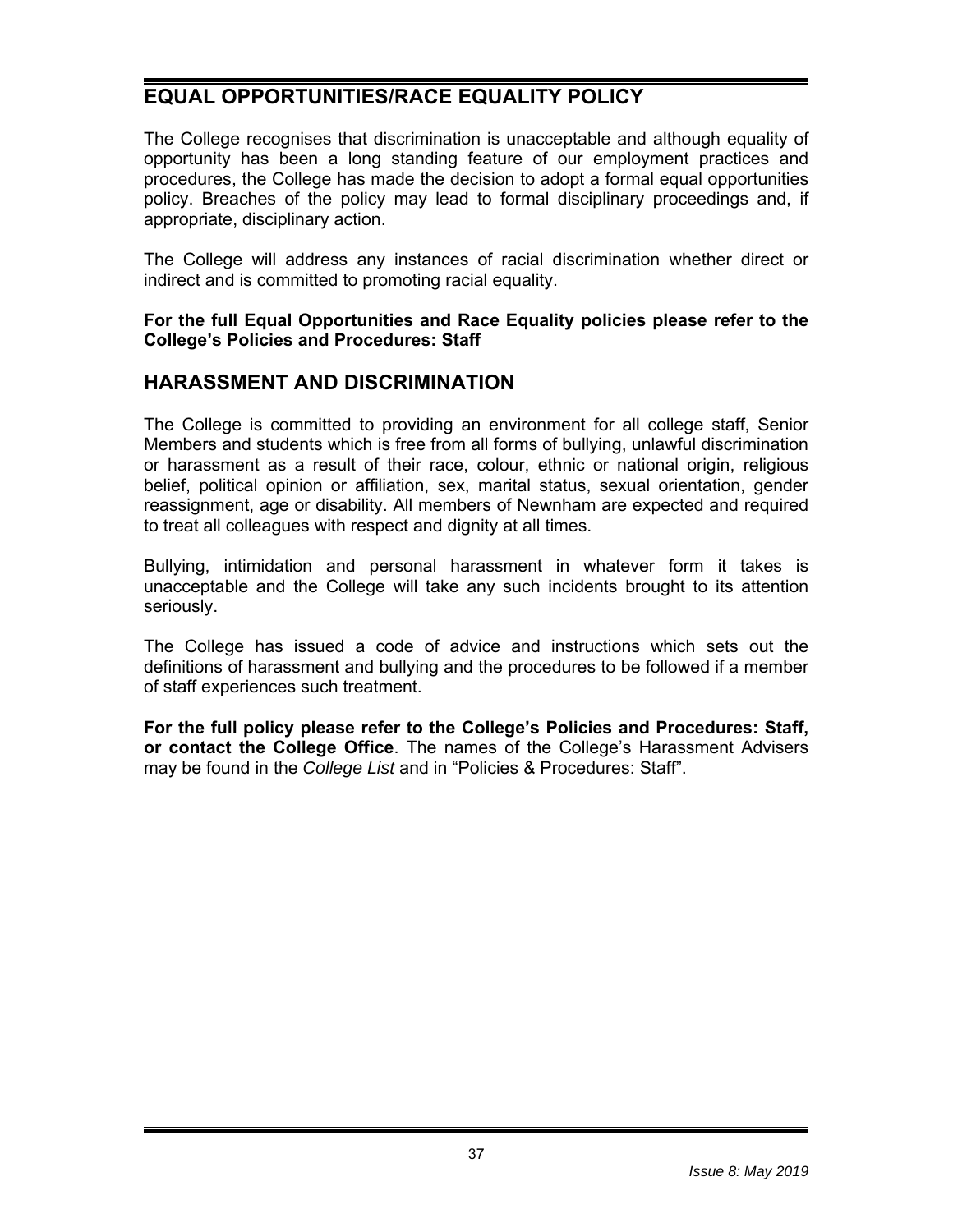## EQUAL OPPORTUNITIES/RACE EQUALITY POLICY

The College recognises that discrimination is unacceptable and although equality of opportunity has been a long standing feature of our employment practices and procedures, the College has made the decision to adopt a formal equal opportunities policy. Breaches of the policy may lead to formal disciplinary proceedings and, if appropriate, disciplinary action.

The College will address any instances of racial discrimination whether direct or indirect and is committed to promoting racial equality.

**For the full Equal Opportunities and Race Equality policies please refer to the College's Policies and Procedures: Staff**

## HARASSMENT AND DISCRIMINATION

The College is committed to providing an environment for all college staff, Senior Members and students which is free from all forms of bullying, unlawful discrimination or harassment as a result of their race, colour, ethnic or national origin, religious belief, political opinion or affiliation, sex, marital status, sexual orientation, gender reassignment, age or disability. All members of Newnham are expected and required to treat all colleagues with respect and dignity at all times.

Bullying, intimidation and personal harassment in whatever form it takes is unacceptable and the College will take any such incidents brought to its attention seriously.

The College has issued a code of advice and instructions which sets out the definitions of harassment and bullying and the procedures to be followed if a member of staff experiences such treatment.

**For the full policy please refer to the College's Policies and Procedures: Staff, or contact the College Office**. The names of the College's Harassment Advisers may be found in the *College List* and in "Policies & Procedures: Staff".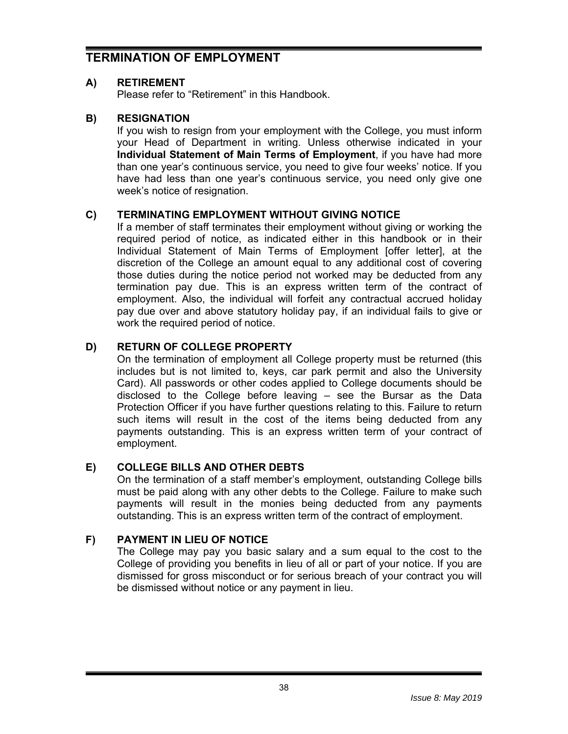# TERMINATION OF EMPLOYMENT

## A) RETIREMENT

Please refer to "Retirement" in this Handbook.

## B) RESIGNATION

If you wish to resign from your employment with the College, you must inform your Head of Department in writing. Unless otherwise indicated in your **Individual Statement of Main Terms of Employment**, if you have had more than one year's continuous service, you need to give four weeks' notice. If you have had less than one year's continuous service, you need only give one week's notice of resignation.

## C) TERMINATING EMPLOYMENT WITHOUT GIVING NOTICE

If a member of staff terminates their employment without giving or working the required period of notice, as indicated either in this handbook or in their Individual Statement of Main Terms of Employment [offer letter], at the discretion of the College an amount equal to any additional cost of covering those duties during the notice period not worked may be deducted from any termination pay due. This is an express written term of the contract of employment. Also, the individual will forfeit any contractual accrued holiday pay due over and above statutory holiday pay, if an individual fails to give or work the required period of notice.

## D) RETURN OF COLLEGE PROPERTY

On the termination of employment all College property must be returned (this includes but is not limited to, keys, car park permit and also the University Card). All passwords or other codes applied to College documents should be disclosed to the College before leaving – see the Bursar as the Data Protection Officer if you have further questions relating to this. Failure to return such items will result in the cost of the items being deducted from any payments outstanding. This is an express written term of your contract of employment.

## E) COLLEGE BILLS AND OTHER DEBTS

On the termination of a staff member's employment, outstanding College bills must be paid along with any other debts to the College. Failure to make such payments will result in the monies being deducted from any payments outstanding. This is an express written term of the contract of employment.

## F) PAYMENT IN LIEU OF NOTICE

The College may pay you basic salary and a sum equal to the cost to the College of providing you benefits in lieu of all or part of your notice. If you are dismissed for gross misconduct or for serious breach of your contract you will be dismissed without notice or any payment in lieu.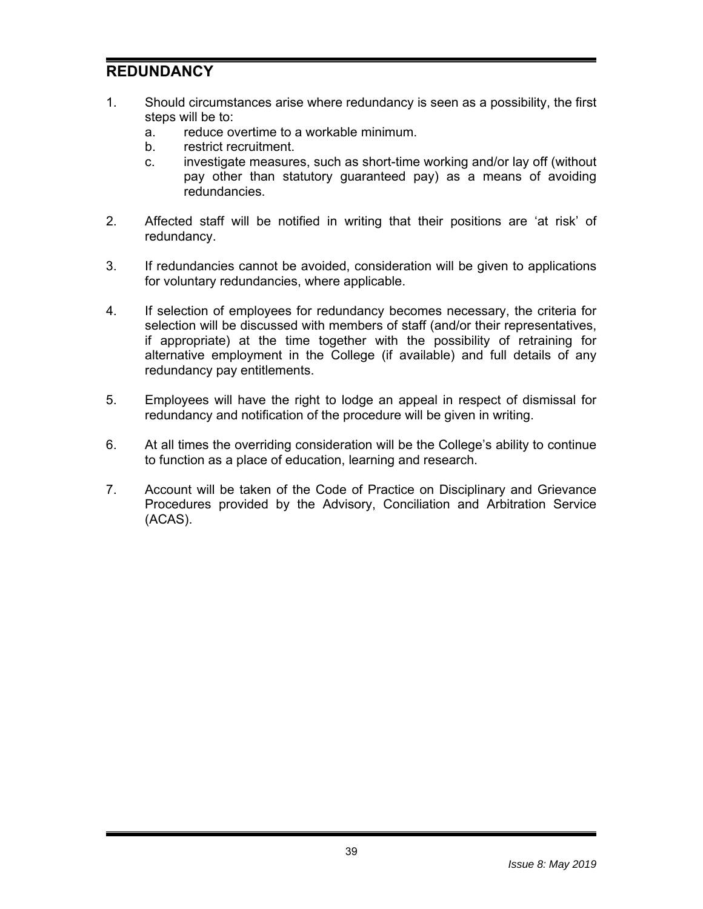## REDUNDANCY

1. Should circumstances arise where redundancy is seen as a possibility, the first steps will be to:
    a. reduce overtime to a workable minimum.
    b. restrict recruitment.
    c. investigate measures, such as short-time working and/or lay off (without pay other than statutory guaranteed pay) as a means of avoiding redundancies.

2. Affected staff will be notified in writing that their positions are 'at risk' of redundancy.

3. If redundancies cannot be avoided, consideration will be given to applications for voluntary redundancies, where applicable.

4. If selection of employees for redundancy becomes necessary, the criteria for selection will be discussed with members of staff (and/or their representatives, if appropriate) at the time together with the possibility of retraining for alternative employment in the College (if available) and full details of any redundancy pay entitlements.

5. Employees will have the right to lodge an appeal in respect of dismissal for redundancy and notification of the procedure will be given in writing.

6. At all times the overriding consideration will be the College's ability to continue to function as a place of education, learning and research.

7. Account will be taken of the Code of Practice on Disciplinary and Grievance Procedures provided by the Advisory, Conciliation and Arbitration Service (ACAS).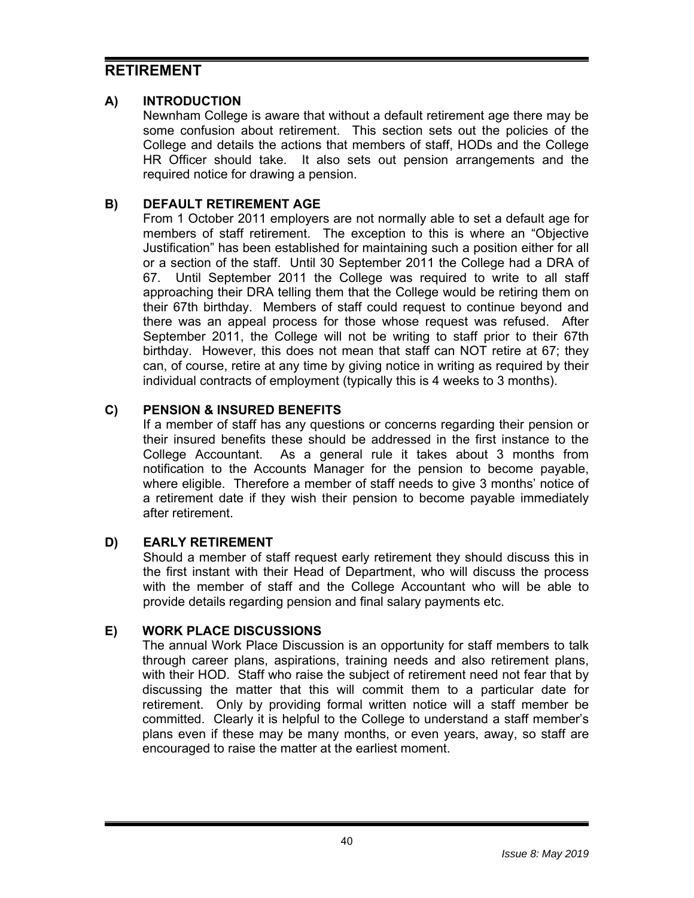# RETIREMENT

## A) INTRODUCTION

Newnham College is aware that without a default retirement age there may be some confusion about retirement. This section sets out the policies of the College and details the actions that members of staff, HODs and the College HR Officer should take. It also sets out pension arrangements and the required notice for drawing a pension.

## B) DEFAULT RETIREMENT AGE

From 1 October 2011 employers are not normally able to set a default age for members of staff retirement. The exception to this is where an "Objective Justification" has been established for maintaining such a position either for all or a section of the staff. Until 30 September 2011 the College had a DRA of 67. Until September 2011 the College was required to write to all staff approaching their DRA telling them that the College would be retiring them on their 67th birthday. Members of staff could request to continue beyond and there was an appeal process for those whose request was refused. After September 2011, the College will not be writing to staff prior to their 67th birthday. However, this does not mean that staff can NOT retire at 67; they can, of course, retire at any time by giving notice in writing as required by their individual contracts of employment (typically this is 4 weeks to 3 months).

## C) PENSION & INSURED BENEFITS

If a member of staff has any questions or concerns regarding their pension or their insured benefits these should be addressed in the first instance to the College Accountant. As a general rule it takes about 3 months from notification to the Accounts Manager for the pension to become payable, where eligible. Therefore a member of staff needs to give 3 months' notice of a retirement date if they wish their pension to become payable immediately after retirement.

## D) EARLY RETIREMENT

Should a member of staff request early retirement they should discuss this in the first instant with their Head of Department, who will discuss the process with the member of staff and the College Accountant who will be able to provide details regarding pension and final salary payments etc.

## E) WORK PLACE DISCUSSIONS

The annual Work Place Discussion is an opportunity for staff members to talk through career plans, aspirations, training needs and also retirement plans, with their HOD. Staff who raise the subject of retirement need not fear that by discussing the matter that this will commit them to a particular date for retirement. Only by providing formal written notice will a staff member be committed. Clearly it is helpful to the College to understand a staff member's plans even if these may be many months, or even years, away, so staff are encouraged to raise the matter at the earliest moment.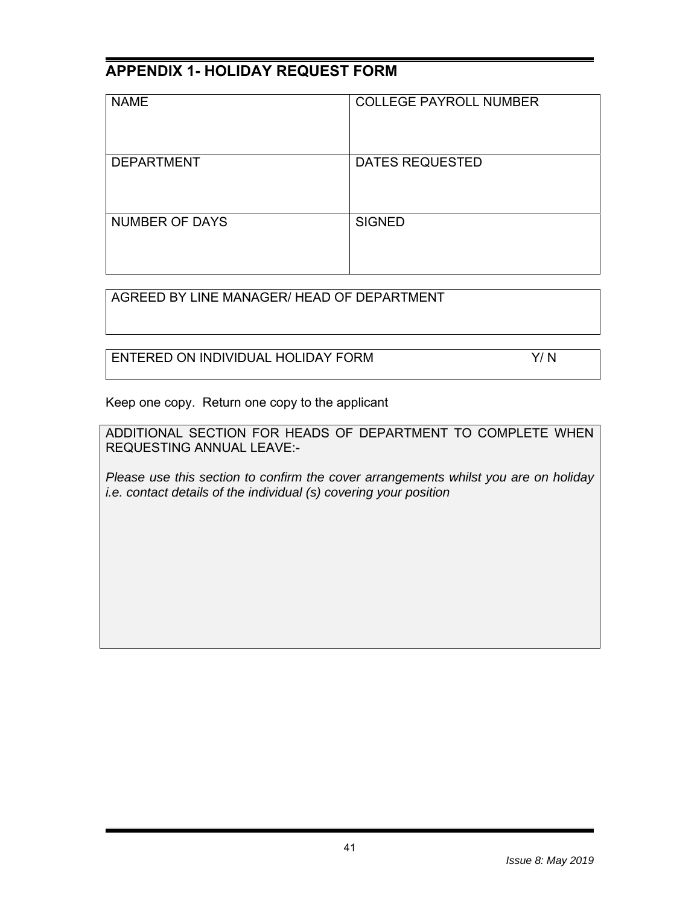## APPENDIX 1- HOLIDAY REQUEST FORM

| NAME | COLLEGE PAYROLL NUMBER |
| --- | --- |
| DEPARTMENT | DATES REQUESTED |
| NUMBER OF DAYS | SIGNED |

| AGREED BY LINE MANAGER/ HEAD OF DEPARTMENT |
| --- |

| ENTERED ON INDIVIDUAL HOLIDAY FORM | Y/ N |
| --- | --- |

Keep one copy. Return one copy to the applicant

| ADDITIONAL SECTION FOR HEADS OF DEPARTMENT TO COMPLETE WHEN REQUESTING ANNUAL LEAVE:-<br><br>*Please use this section to confirm the cover arrangements whilst you are on holiday i.e. contact details of the individual (s) covering your position* |
| --- |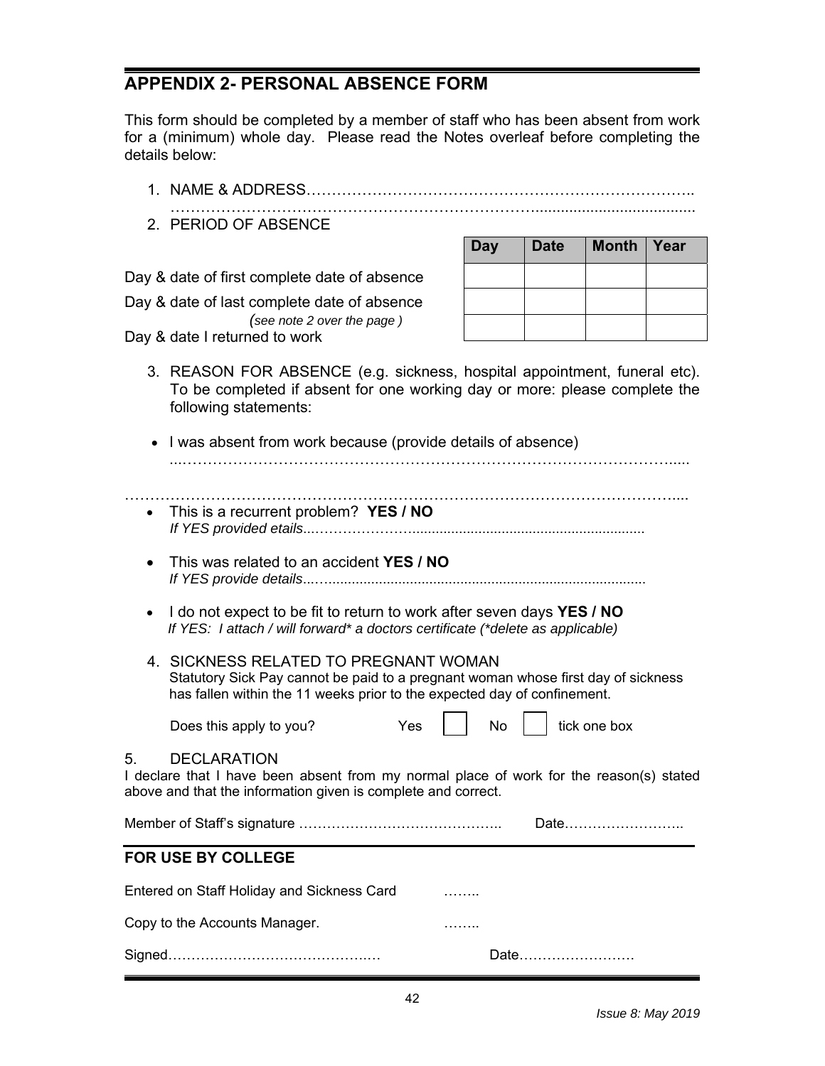## APPENDIX 2- PERSONAL ABSENCE FORM

This form should be completed by a member of staff who has been absent from work for a (minimum) whole day. Please read the Notes overleaf before completing the details below:

1. NAME & ADDRESS…………………………………………………………………..
   ……………………………………………………………………......................................
2. PERIOD OF ABSENCE

| | Day | Date | Month | Year |
|---|---|---|---|---|
| Day & date of first complete date of absence | | | | |
| Day & date of last complete date of absence *(see note 2 over the page )* | | | | |
| Day & date I returned to work | | | | |

3. REASON FOR ABSENCE (e.g. sickness, hospital appointment, funeral etc). To be completed if absent for one working day or more: please complete the following statements:

- I was absent from work because (provide details of absence)
  ...…………………………………………………………………………………….....

…………………………………………………………………………………………....

- This is a recurrent problem? **YES / NO**
  *If YES provided etails*...………………...........................................................
- This was related to an accident **YES / NO**
  *If YES provide details*...….................................................................................
- I do not expect to be fit to return to work after seven days **YES / NO**
  *If YES: I attach / will forward\* a doctors certificate (\*delete as applicable)*

4. SICKNESS RELATED TO PREGNANT WOMAN
   Statutory Sick Pay cannot be paid to a pregnant woman whose first day of sickness has fallen within the 11 weeks prior to the expected day of confinement.

   Does this apply to you? Yes ☐ No ☐ tick one box

5. DECLARATION

I declare that I have been absent from my normal place of work for the reason(s) stated above and that the information given is complete and correct.

Member of Staff's signature …………………………………….. Date……………………..

### FOR USE BY COLLEGE

Entered on Staff Holiday and Sickness Card ……..

Copy to the Accounts Manager. ……..

Signed……………………………………..… Date…………………….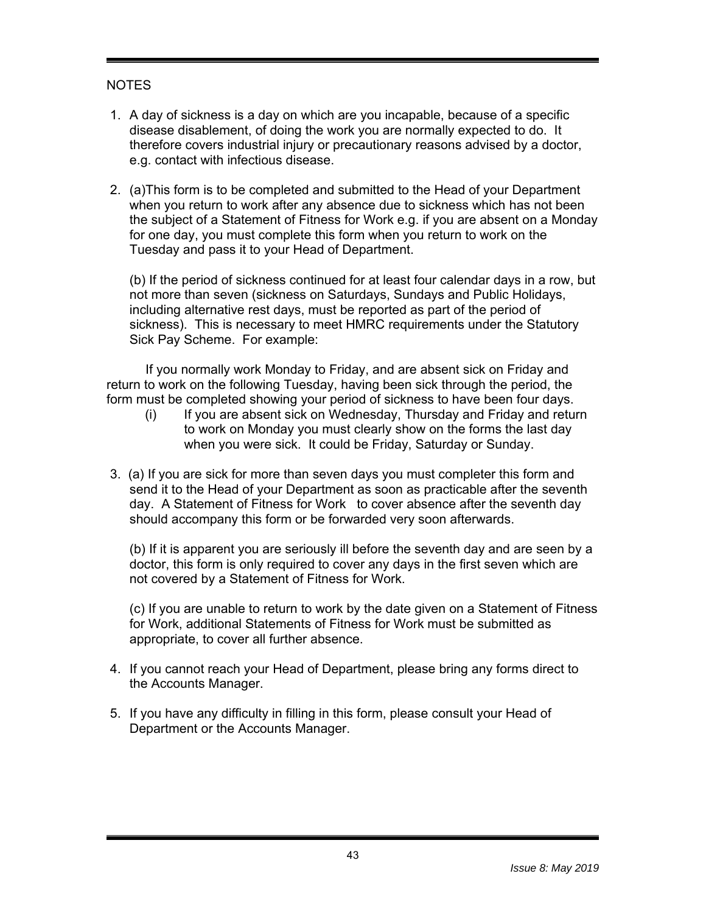NOTES

1. A day of sickness is a day on which are you incapable, because of a specific disease disablement, of doing the work you are normally expected to do. It therefore covers industrial injury or precautionary reasons advised by a doctor, e.g. contact with infectious disease.

2. (a)This form is to be completed and submitted to the Head of your Department when you return to work after any absence due to sickness which has not been the subject of a Statement of Fitness for Work e.g. if you are absent on a Monday for one day, you must complete this form when you return to work on the Tuesday and pass it to your Head of Department.

   (b) If the period of sickness continued for at least four calendar days in a row, but not more than seven (sickness on Saturdays, Sundays and Public Holidays, including alternative rest days, must be reported as part of the period of sickness). This is necessary to meet HMRC requirements under the Statutory Sick Pay Scheme. For example:

   If you normally work Monday to Friday, and are absent sick on Friday and return to work on the following Tuesday, having been sick through the period, the form must be completed showing your period of sickness to have been four days.

   (i) If you are absent sick on Wednesday, Thursday and Friday and return to work on Monday you must clearly show on the forms the last day when you were sick. It could be Friday, Saturday or Sunday.

3. (a) If you are sick for more than seven days you must completer this form and send it to the Head of your Department as soon as practicable after the seventh day. A Statement of Fitness for Work to cover absence after the seventh day should accompany this form or be forwarded very soon afterwards.

   (b) If it is apparent you are seriously ill before the seventh day and are seen by a doctor, this form is only required to cover any days in the first seven which are not covered by a Statement of Fitness for Work.

   (c) If you are unable to return to work by the date given on a Statement of Fitness for Work, additional Statements of Fitness for Work must be submitted as appropriate, to cover all further absence.

4. If you cannot reach your Head of Department, please bring any forms direct to the Accounts Manager.

5. If you have any difficulty in filling in this form, please consult your Head of Department or the Accounts Manager.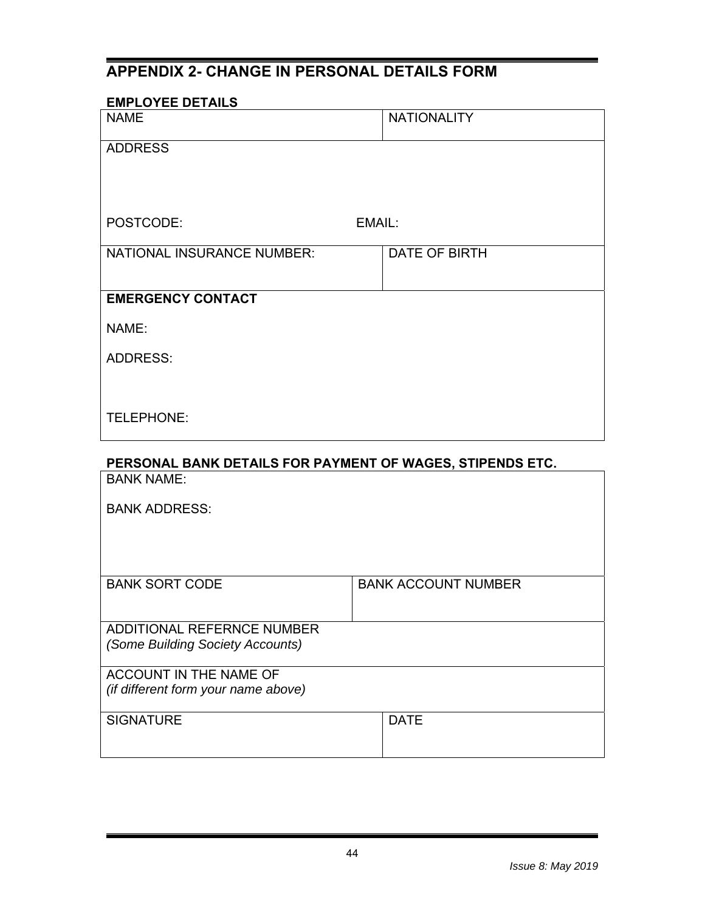## APPENDIX 2- CHANGE IN PERSONAL DETAILS FORM

**EMPLOYEE DETAILS**

| | |
|---|---|
| NAME | NATIONALITY |
| ADDRESS<br><br><br>POSTCODE: EMAIL: | |
| NATIONAL INSURANCE NUMBER: | DATE OF BIRTH |
| **EMERGENCY CONTACT**<br><br>NAME:<br><br>ADDRESS:<br><br><br>TELEPHONE: | |

**PERSONAL BANK DETAILS FOR PAYMENT OF WAGES, STIPENDS ETC.**

| | |
|---|---|
| BANK NAME:<br><br>BANK ADDRESS: | |
| BANK SORT CODE | BANK ACCOUNT NUMBER |
| ADDITIONAL REFERNCE NUMBER<br>*(Some Building Society Accounts)* | |
| ACCOUNT IN THE NAME OF<br>*(if different form your name above)* | |
| SIGNATURE | DATE |

*Issue 8: May 2019*